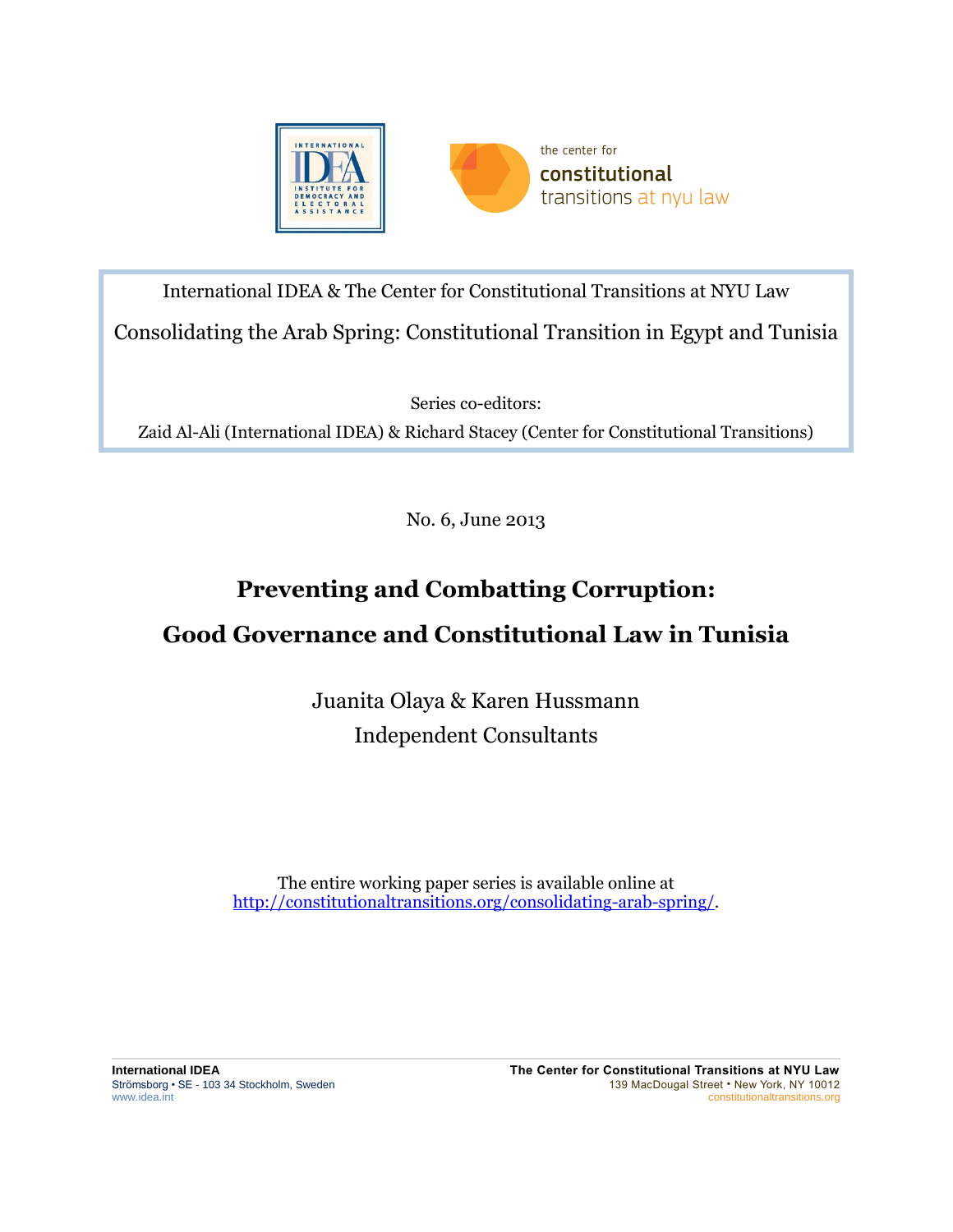International IDEA & The Center for Constitutional Transitions at NYU Law

Consolidating the Arab Spring: Constitutional Transition in Egypt and Tunisia

Series co-editors:

Zaid Al-Ali (International IDEA) & Richard Stacey (Center for Constitutional Transitions)

No. 6, June 2013

# Preventing and Combatting Corruption:

# Good Governance and Constitutional Law in Tunisia

Juanita Olaya & Karen Hussmann

Independent Consultants

The entire working paper series is available online at [http://constitutionaltransitions.org/consolidating-arab-spring/](http://constitutionaltransitions.org/consolidating-arab-spring/).

**International IDEA**
Strömsborg • SE - 103 34 Stockholm, Sweden
www.idea.int

**The Center for Constitutional Transitions at NYU Law**
139 MacDougal Street • New York, NY 10012
constitutionaltransitions.org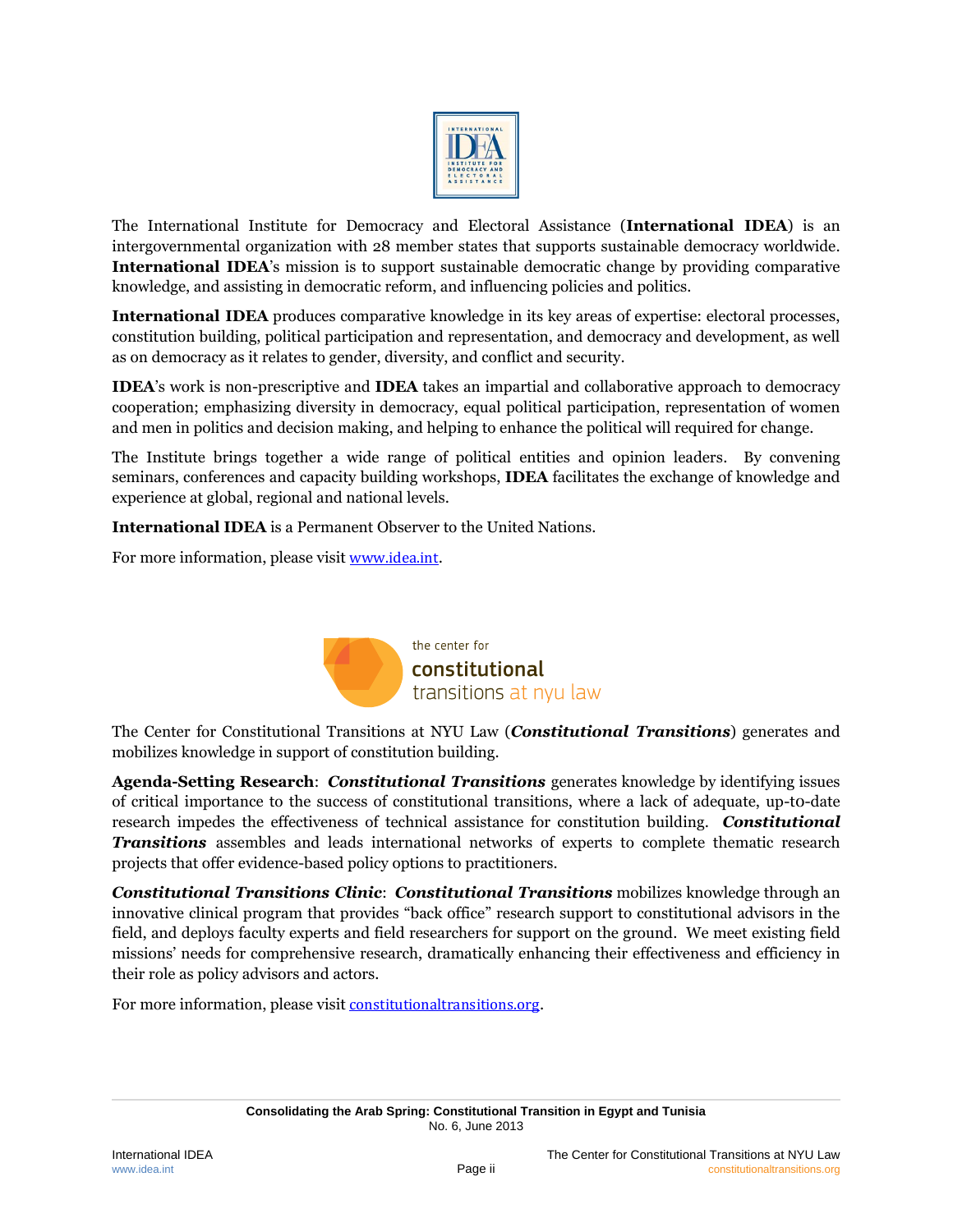The International Institute for Democracy and Electoral Assistance (**International IDEA**) is an intergovernmental organization with 28 member states that supports sustainable democracy worldwide. **International IDEA**'s mission is to support sustainable democratic change by providing comparative knowledge, and assisting in democratic reform, and influencing policies and politics.

**International IDEA** produces comparative knowledge in its key areas of expertise: electoral processes, constitution building, political participation and representation, and democracy and development, as well as on democracy as it relates to gender, diversity, and conflict and security.

**IDEA**'s work is non-prescriptive and **IDEA** takes an impartial and collaborative approach to democracy cooperation; emphasizing diversity in democracy, equal political participation, representation of women and men in politics and decision making, and helping to enhance the political will required for change.

The Institute brings together a wide range of political entities and opinion leaders. By convening seminars, conferences and capacity building workshops, **IDEA** facilitates the exchange of knowledge and experience at global, regional and national levels.

**International IDEA** is a Permanent Observer to the United Nations.

For more information, please visit www.idea.int.

The Center for Constitutional Transitions at NYU Law (***Constitutional Transitions***) generates and mobilizes knowledge in support of constitution building.

**Agenda-Setting Research**: ***Constitutional Transitions*** generates knowledge by identifying issues of critical importance to the success of constitutional transitions, where a lack of adequate, up-to-date research impedes the effectiveness of technical assistance for constitution building. ***Constitutional Transitions*** assembles and leads international networks of experts to complete thematic research projects that offer evidence-based policy options to practitioners.

***Constitutional Transitions Clinic***: ***Constitutional Transitions*** mobilizes knowledge through an innovative clinical program that provides "back office" research support to constitutional advisors in the field, and deploys faculty experts and field researchers for support on the ground. We meet existing field missions' needs for comprehensive research, dramatically enhancing their effectiveness and efficiency in their role as policy advisors and actors.

For more information, please visit constitutionaltransitions.org.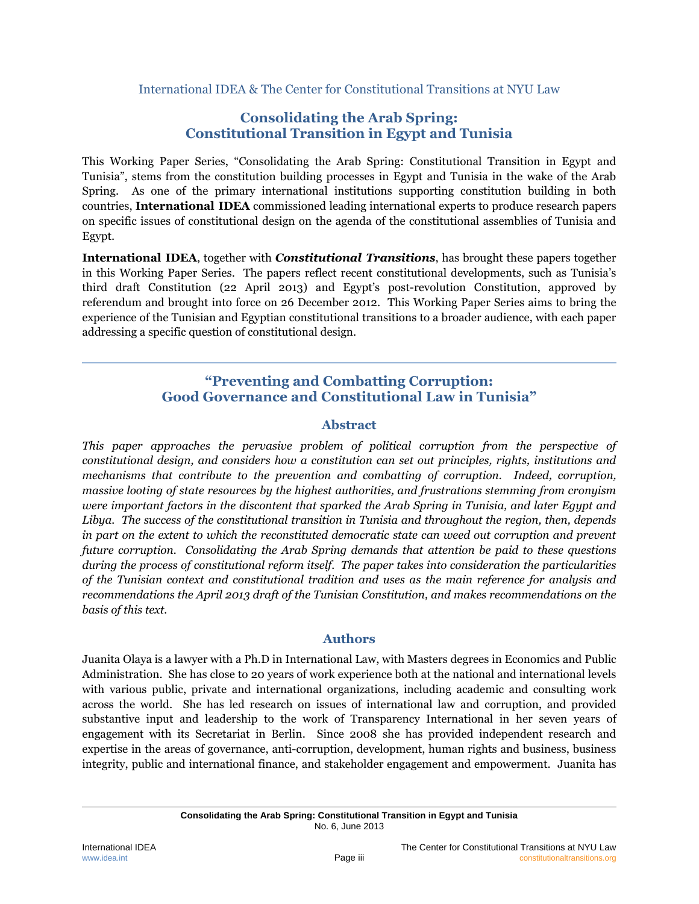International IDEA & The Center for Constitutional Transitions at NYU Law

# Consolidating the Arab Spring: Constitutional Transition in Egypt and Tunisia

This Working Paper Series, "Consolidating the Arab Spring: Constitutional Transition in Egypt and Tunisia", stems from the constitution building processes in Egypt and Tunisia in the wake of the Arab Spring. As one of the primary international institutions supporting constitution building in both countries, **International IDEA** commissioned leading international experts to produce research papers on specific issues of constitutional design on the agenda of the constitutional assemblies of Tunisia and Egypt.

**International IDEA**, together with ***Constitutional Transitions***, has brought these papers together in this Working Paper Series. The papers reflect recent constitutional developments, such as Tunisia's third draft Constitution (22 April 2013) and Egypt's post-revolution Constitution, approved by referendum and brought into force on 26 December 2012. This Working Paper Series aims to bring the experience of the Tunisian and Egyptian constitutional transitions to a broader audience, with each paper addressing a specific question of constitutional design.

---

## "Preventing and Combatting Corruption: Good Governance and Constitutional Law in Tunisia"

### Abstract

*This paper approaches the pervasive problem of political corruption from the perspective of constitutional design, and considers how a constitution can set out principles, rights, institutions and mechanisms that contribute to the prevention and combatting of corruption. Indeed, corruption, massive looting of state resources by the highest authorities, and frustrations stemming from cronyism were important factors in the discontent that sparked the Arab Spring in Tunisia, and later Egypt and Libya. The success of the constitutional transition in Tunisia and throughout the region, then, depends in part on the extent to which the reconstituted democratic state can weed out corruption and prevent future corruption. Consolidating the Arab Spring demands that attention be paid to these questions during the process of constitutional reform itself. The paper takes into consideration the particularities of the Tunisian context and constitutional tradition and uses as the main reference for analysis and recommendations the April 2013 draft of the Tunisian Constitution, and makes recommendations on the basis of this text.*

### Authors

Juanita Olaya is a lawyer with a Ph.D in International Law, with Masters degrees in Economics and Public Administration. She has close to 20 years of work experience both at the national and international levels with various public, private and international organizations, including academic and consulting work across the world. She has led research on issues of international law and corruption, and provided substantive input and leadership to the work of Transparency International in her seven years of engagement with its Secretariat in Berlin. Since 2008 she has provided independent research and expertise in the areas of governance, anti-corruption, development, human rights and business, business integrity, public and international finance, and stakeholder engagement and empowerment. Juanita has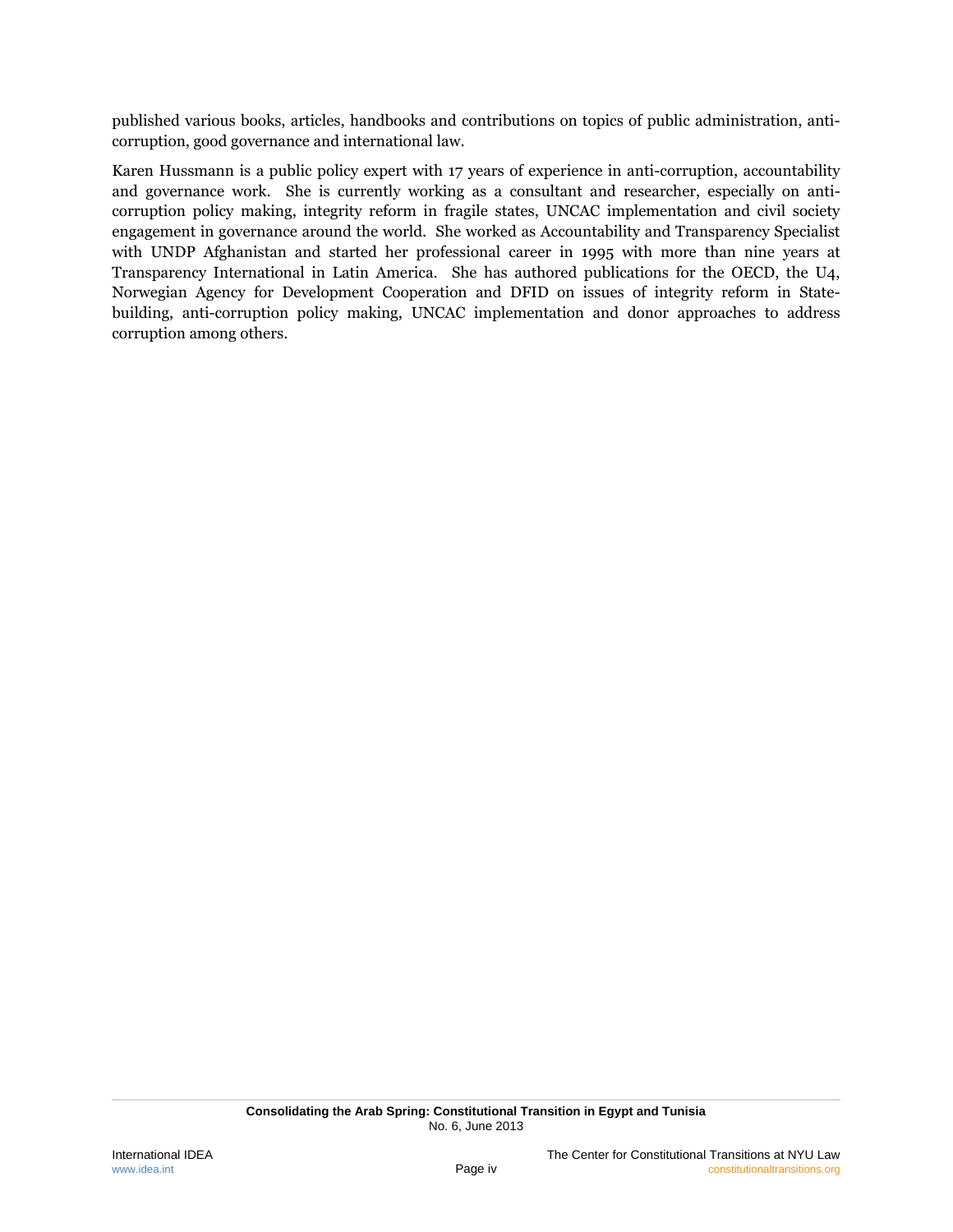published various books, articles, handbooks and contributions on topics of public administration, anti-corruption, good governance and international law.

Karen Hussmann is a public policy expert with 17 years of experience in anti-corruption, accountability and governance work. She is currently working as a consultant and researcher, especially on anti-corruption policy making, integrity reform in fragile states, UNCAC implementation and civil society engagement in governance around the world. She worked as Accountability and Transparency Specialist with UNDP Afghanistan and started her professional career in 1995 with more than nine years at Transparency International in Latin America. She has authored publications for the OECD, the U4, Norwegian Agency for Development Cooperation and DFID on issues of integrity reform in State-building, anti-corruption policy making, UNCAC implementation and donor approaches to address corruption among others.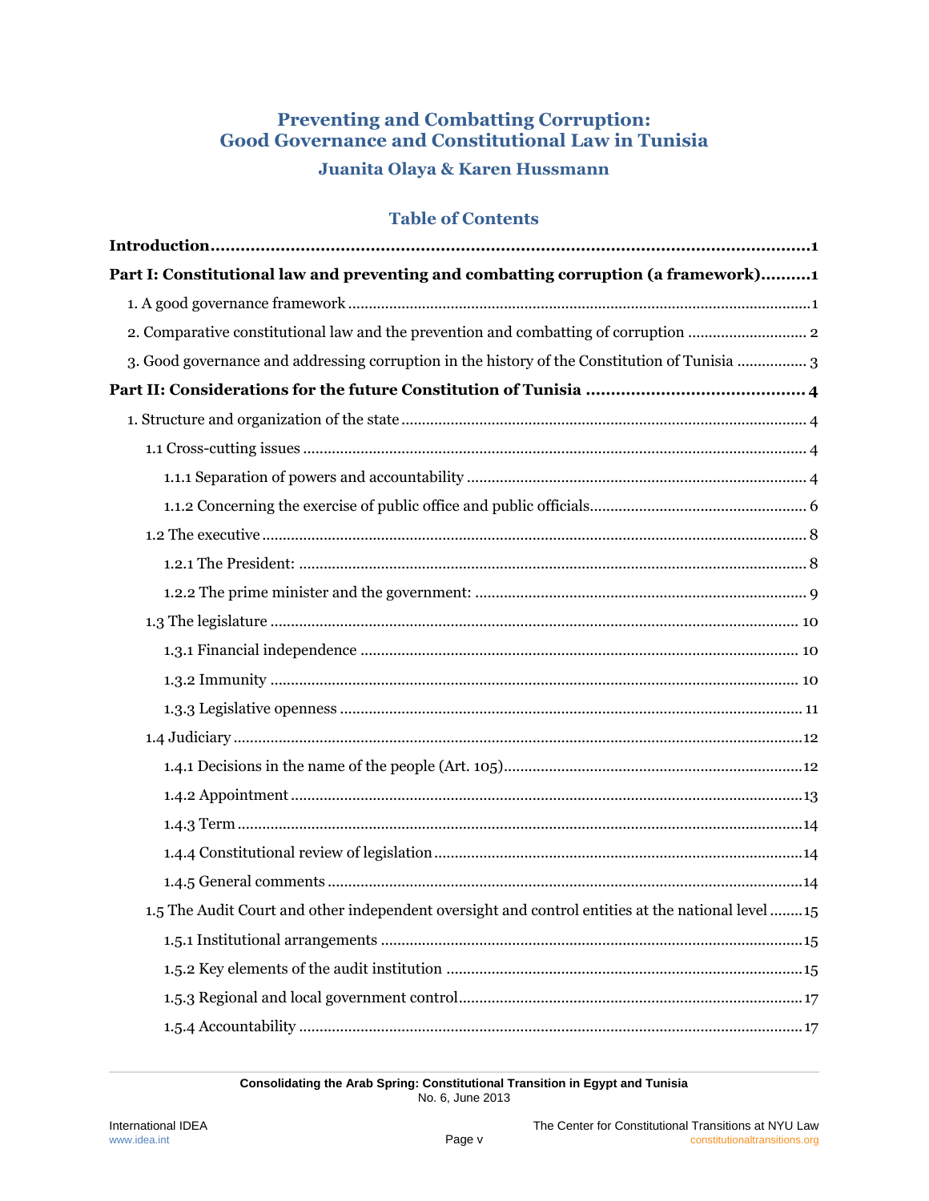# Preventing and Combatting Corruption: Good Governance and Constitutional Law in Tunisia

### Juanita Olaya & Karen Hussmann

## Table of Contents

**Introduction** ........................................................................ **1**

**Part I: Constitutional law and preventing and combatting corruption (a framework)** .......... **1**

1. A good governance framework ........................................................................ 1

2. Comparative constitutional law and the prevention and combatting of corruption ........................ 2

3. Good governance and addressing corruption in the history of the Constitution of Tunisia ................ 3

**Part II: Considerations for the future Constitution of Tunisia** .......................................... **4**

1. Structure and organization of the state ........................................................................ 4

  1.1 Cross-cutting issues ........................................................................ 4

    1.1.1 Separation of powers and accountability ........................................................................ 4

    1.1.2 Concerning the exercise of public office and public officials ........................................................................ 6

  1.2 The executive ........................................................................ 8

    1.2.1 The President: ........................................................................ 8

    1.2.2 The prime minister and the government: ........................................................................ 9

  1.3 The legislature ........................................................................ 10

    1.3.1 Financial independence ........................................................................ 10

    1.3.2 Immunity ........................................................................ 10

    1.3.3 Legislative openness ........................................................................ 11

  1.4 Judiciary ........................................................................ 12

    1.4.1 Decisions in the name of the people (Art. 105) ........................................................................ 12

    1.4.2 Appointment ........................................................................ 13

    1.4.3 Term ........................................................................ 14

    1.4.4 Constitutional review of legislation ........................................................................ 14

    1.4.5 General comments ........................................................................ 14

  1.5 The Audit Court and other independent oversight and control entities at the national level ........ 15

    1.5.1 Institutional arrangements ........................................................................ 15

    1.5.2 Key elements of the audit institution ........................................................................ 15

    1.5.3 Regional and local government control ........................................................................ 17

    1.5.4 Accountability ........................................................................ 17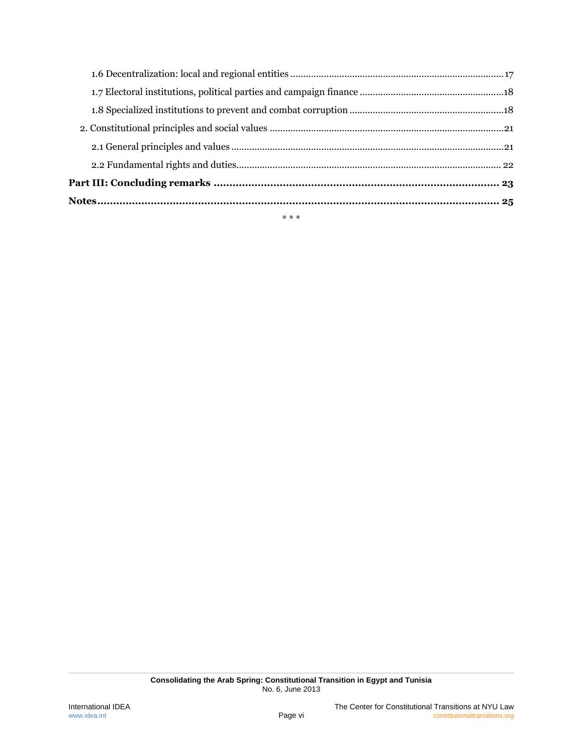1.6 Decentralization: local and regional entities ........................................................................ 17

1.7 Electoral institutions, political parties and campaign finance ........................................................ 18

1.8 Specialized institutions to prevent and combat corruption ........................................................... 18

2. Constitutional principles and social values ........................................................................................ 21

2.1 General principles and values ......................................................................................................... 21

2.2 Fundamental rights and duties........................................................................................................ 22

**Part III: Concluding remarks ........................................................................................ 23**

**Notes................................................................................................................................ 25**

\* \* \*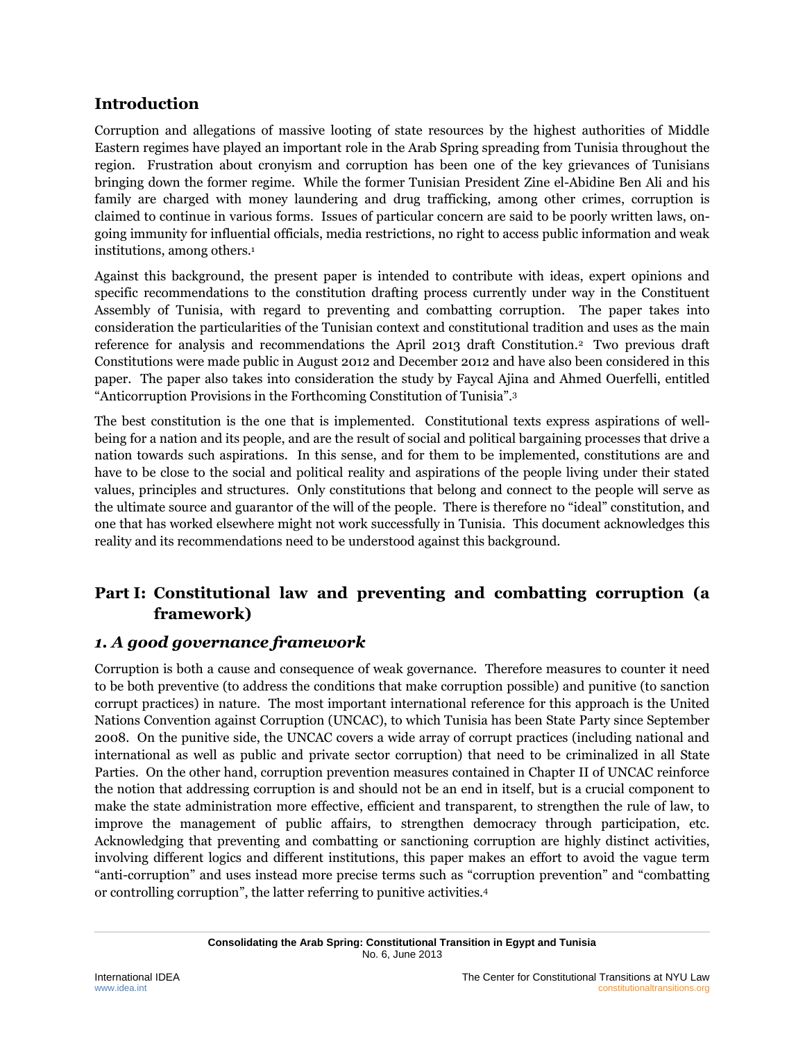## Introduction

Corruption and allegations of massive looting of state resources by the highest authorities of Middle Eastern regimes have played an important role in the Arab Spring spreading from Tunisia throughout the region. Frustration about cronyism and corruption has been one of the key grievances of Tunisians bringing down the former regime. While the former Tunisian President Zine el-Abidine Ben Ali and his family are charged with money laundering and drug trafficking, among other crimes, corruption is claimed to continue in various forms. Issues of particular concern are said to be poorly written laws, on-going immunity for influential officials, media restrictions, no right to access public information and weak institutions, among others.[1]

Against this background, the present paper is intended to contribute with ideas, expert opinions and specific recommendations to the constitution drafting process currently under way in the Constituent Assembly of Tunisia, with regard to preventing and combatting corruption. The paper takes into consideration the particularities of the Tunisian context and constitutional tradition and uses as the main reference for analysis and recommendations the April 2013 draft Constitution.[2] Two previous draft Constitutions were made public in August 2012 and December 2012 and have also been considered in this paper. The paper also takes into consideration the study by Faycal Ajina and Ahmed Ouerfelli, entitled "Anticorruption Provisions in the Forthcoming Constitution of Tunisia".[3]

The best constitution is the one that is implemented. Constitutional texts express aspirations of well-being for a nation and its people, and are the result of social and political bargaining processes that drive a nation towards such aspirations. In this sense, and for them to be implemented, constitutions are and have to be close to the social and political reality and aspirations of the people living under their stated values, principles and structures. Only constitutions that belong and connect to the people will serve as the ultimate source and guarantor of the will of the people. There is therefore no "ideal" constitution, and one that has worked elsewhere might not work successfully in Tunisia. This document acknowledges this reality and its recommendations need to be understood against this background.

## Part I: Constitutional law and preventing and combatting corruption (a framework)

### *1. A good governance framework*

Corruption is both a cause and consequence of weak governance. Therefore measures to counter it need to be both preventive (to address the conditions that make corruption possible) and punitive (to sanction corrupt practices) in nature. The most important international reference for this approach is the United Nations Convention against Corruption (UNCAC), to which Tunisia has been State Party since September 2008. On the punitive side, the UNCAC covers a wide array of corrupt practices (including national and international as well as public and private sector corruption) that need to be criminalized in all State Parties. On the other hand, corruption prevention measures contained in Chapter II of UNCAC reinforce the notion that addressing corruption is and should not be an end in itself, but is a crucial component to make the state administration more effective, efficient and transparent, to strengthen the rule of law, to improve the management of public affairs, to strengthen democracy through participation, etc. Acknowledging that preventing and combatting or sanctioning corruption are highly distinct activities, involving different logics and different institutions, this paper makes an effort to avoid the vague term "anti-corruption" and uses instead more precise terms such as "corruption prevention" and "combatting or controlling corruption", the latter referring to punitive activities.[4]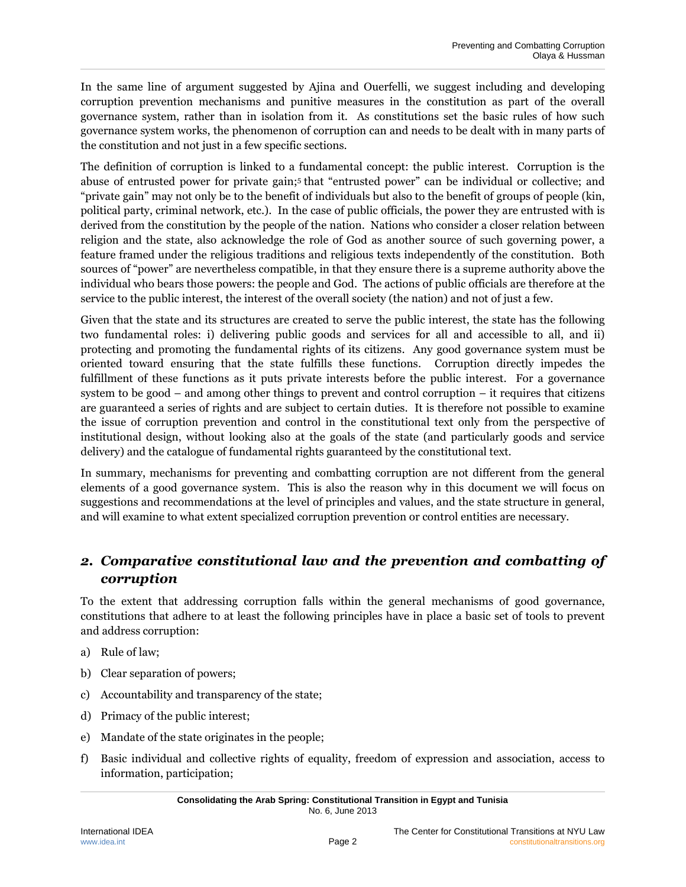In the same line of argument suggested by Ajina and Ouerfelli, we suggest including and developing corruption prevention mechanisms and punitive measures in the constitution as part of the overall governance system, rather than in isolation from it. As constitutions set the basic rules of how such governance system works, the phenomenon of corruption can and needs to be dealt with in many parts of the constitution and not just in a few specific sections.

The definition of corruption is linked to a fundamental concept: the public interest. Corruption is the abuse of entrusted power for private gain;[5] that "entrusted power" can be individual or collective; and "private gain" may not only be to the benefit of individuals but also to the benefit of groups of people (kin, political party, criminal network, etc.). In the case of public officials, the power they are entrusted with is derived from the constitution by the people of the nation. Nations who consider a closer relation between religion and the state, also acknowledge the role of God as another source of such governing power, a feature framed under the religious traditions and religious texts independently of the constitution. Both sources of "power" are nevertheless compatible, in that they ensure there is a supreme authority above the individual who bears those powers: the people and God. The actions of public officials are therefore at the service to the public interest, the interest of the overall society (the nation) and not of just a few.

Given that the state and its structures are created to serve the public interest, the state has the following two fundamental roles: i) delivering public goods and services for all and accessible to all, and ii) protecting and promoting the fundamental rights of its citizens. Any good governance system must be oriented toward ensuring that the state fulfills these functions. Corruption directly impedes the fulfillment of these functions as it puts private interests before the public interest. For a governance system to be good – and among other things to prevent and control corruption – it requires that citizens are guaranteed a series of rights and are subject to certain duties. It is therefore not possible to examine the issue of corruption prevention and control in the constitutional text only from the perspective of institutional design, without looking also at the goals of the state (and particularly goods and service delivery) and the catalogue of fundamental rights guaranteed by the constitutional text.

In summary, mechanisms for preventing and combatting corruption are not different from the general elements of a good governance system. This is also the reason why in this document we will focus on suggestions and recommendations at the level of principles and values, and the state structure in general, and will examine to what extent specialized corruption prevention or control entities are necessary.

## *2. Comparative constitutional law and the prevention and combatting of corruption*

To the extent that addressing corruption falls within the general mechanisms of good governance, constitutions that adhere to at least the following principles have in place a basic set of tools to prevent and address corruption:

a) Rule of law;

b) Clear separation of powers;

c) Accountability and transparency of the state;

d) Primacy of the public interest;

e) Mandate of the state originates in the people;

f) Basic individual and collective rights of equality, freedom of expression and association, access to information, participation;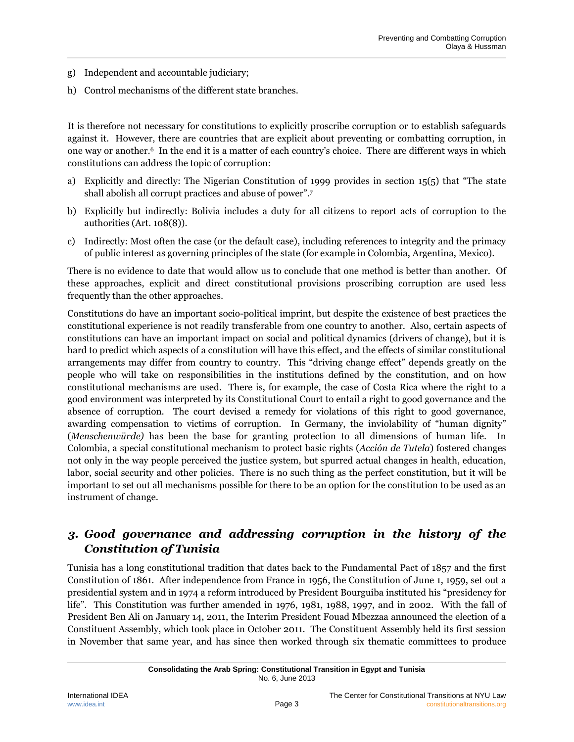g) Independent and accountable judiciary;

h) Control mechanisms of the different state branches.

It is therefore not necessary for constitutions to explicitly proscribe corruption or to establish safeguards against it. However, there are countries that are explicit about preventing or combatting corruption, in one way or another.[6] In the end it is a matter of each country's choice. There are different ways in which constitutions can address the topic of corruption:

a) Explicitly and directly: The Nigerian Constitution of 1999 provides in section 15(5) that "The state shall abolish all corrupt practices and abuse of power".[7]

b) Explicitly but indirectly: Bolivia includes a duty for all citizens to report acts of corruption to the authorities (Art. 108(8)).

c) Indirectly: Most often the case (or the default case), including references to integrity and the primacy of public interest as governing principles of the state (for example in Colombia, Argentina, Mexico).

There is no evidence to date that would allow us to conclude that one method is better than another. Of these approaches, explicit and direct constitutional provisions proscribing corruption are used less frequently than the other approaches.

Constitutions do have an important socio-political imprint, but despite the existence of best practices the constitutional experience is not readily transferable from one country to another. Also, certain aspects of constitutions can have an important impact on social and political dynamics (drivers of change), but it is hard to predict which aspects of a constitution will have this effect, and the effects of similar constitutional arrangements may differ from country to country. This "driving change effect" depends greatly on the people who will take on responsibilities in the institutions defined by the constitution, and on how constitutional mechanisms are used. There is, for example, the case of Costa Rica where the right to a good environment was interpreted by its Constitutional Court to entail a right to good governance and the absence of corruption. The court devised a remedy for violations of this right to good governance, awarding compensation to victims of corruption. In Germany, the inviolability of "human dignity" (*Menschenwürde)* has been the base for granting protection to all dimensions of human life. In Colombia, a special constitutional mechanism to protect basic rights (*Acción de Tutela*) fostered changes not only in the way people perceived the justice system, but spurred actual changes in health, education, labor, social security and other policies. There is no such thing as the perfect constitution, but it will be important to set out all mechanisms possible for there to be an option for the constitution to be used as an instrument of change.

## *3. Good governance and addressing corruption in the history of the Constitution of Tunisia*

Tunisia has a long constitutional tradition that dates back to the Fundamental Pact of 1857 and the first Constitution of 1861. After independence from France in 1956, the Constitution of June 1, 1959, set out a presidential system and in 1974 a reform introduced by President Bourguiba instituted his "presidency for life". This Constitution was further amended in 1976, 1981, 1988, 1997, and in 2002. With the fall of President Ben Ali on January 14, 2011, the Interim President Fouad Mbezzaa announced the election of a Constituent Assembly, which took place in October 2011. The Constituent Assembly held its first session in November that same year, and has since then worked through six thematic committees to produce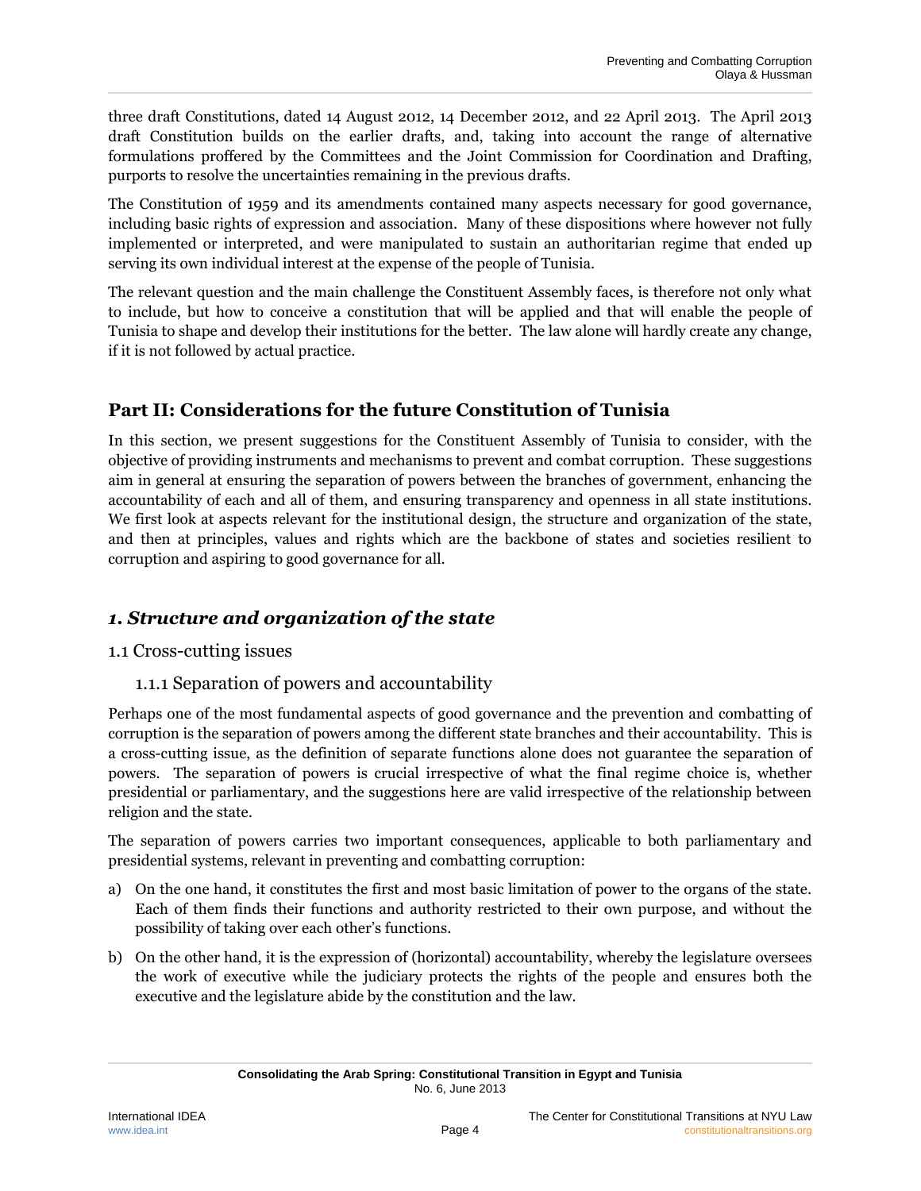three draft Constitutions, dated 14 August 2012, 14 December 2012, and 22 April 2013. The April 2013 draft Constitution builds on the earlier drafts, and, taking into account the range of alternative formulations proffered by the Committees and the Joint Commission for Coordination and Drafting, purports to resolve the uncertainties remaining in the previous drafts.

The Constitution of 1959 and its amendments contained many aspects necessary for good governance, including basic rights of expression and association. Many of these dispositions where however not fully implemented or interpreted, and were manipulated to sustain an authoritarian regime that ended up serving its own individual interest at the expense of the people of Tunisia.

The relevant question and the main challenge the Constituent Assembly faces, is therefore not only what to include, but how to conceive a constitution that will be applied and that will enable the people of Tunisia to shape and develop their institutions for the better. The law alone will hardly create any change, if it is not followed by actual practice.

## Part II: Considerations for the future Constitution of Tunisia

In this section, we present suggestions for the Constituent Assembly of Tunisia to consider, with the objective of providing instruments and mechanisms to prevent and combat corruption. These suggestions aim in general at ensuring the separation of powers between the branches of government, enhancing the accountability of each and all of them, and ensuring transparency and openness in all state institutions. We first look at aspects relevant for the institutional design, the structure and organization of the state, and then at principles, values and rights which are the backbone of states and societies resilient to corruption and aspiring to good governance for all.

### *1. Structure and organization of the state*

#### 1.1 Cross-cutting issues

##### 1.1.1 Separation of powers and accountability

Perhaps one of the most fundamental aspects of good governance and the prevention and combatting of corruption is the separation of powers among the different state branches and their accountability. This is a cross-cutting issue, as the definition of separate functions alone does not guarantee the separation of powers. The separation of powers is crucial irrespective of what the final regime choice is, whether presidential or parliamentary, and the suggestions here are valid irrespective of the relationship between religion and the state.

The separation of powers carries two important consequences, applicable to both parliamentary and presidential systems, relevant in preventing and combatting corruption:

a) On the one hand, it constitutes the first and most basic limitation of power to the organs of the state. Each of them finds their functions and authority restricted to their own purpose, and without the possibility of taking over each other's functions.

b) On the other hand, it is the expression of (horizontal) accountability, whereby the legislature oversees the work of executive while the judiciary protects the rights of the people and ensures both the executive and the legislature abide by the constitution and the law.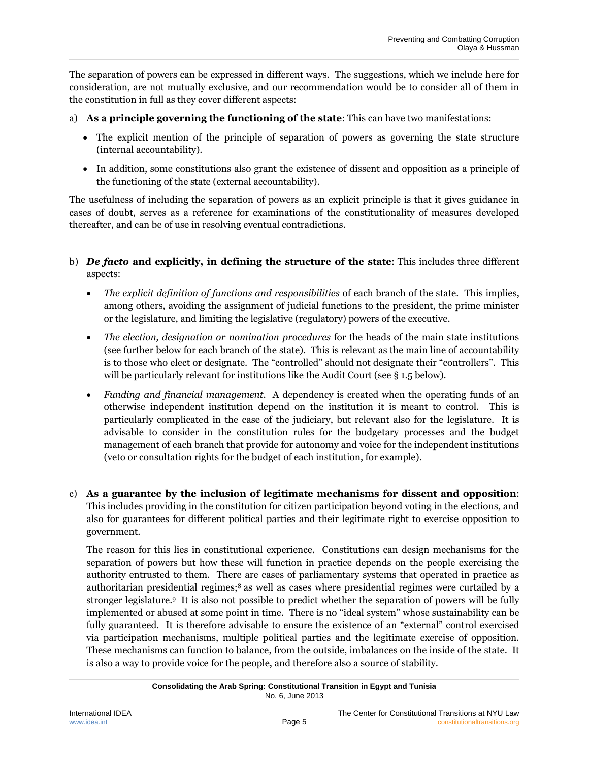The separation of powers can be expressed in different ways. The suggestions, which we include here for consideration, are not mutually exclusive, and our recommendation would be to consider all of them in the constitution in full as they cover different aspects:

a) **As a principle governing the functioning of the state**: This can have two manifestations:

- The explicit mention of the principle of separation of powers as governing the state structure (internal accountability).
- In addition, some constitutions also grant the existence of dissent and opposition as a principle of the functioning of the state (external accountability).

The usefulness of including the separation of powers as an explicit principle is that it gives guidance in cases of doubt, serves as a reference for examinations of the constitutionality of measures developed thereafter, and can be of use in resolving eventual contradictions.

b) ***De facto* and explicitly, in defining the structure of the state**: This includes three different aspects:

- *The explicit definition of functions and responsibilities* of each branch of the state. This implies, among others, avoiding the assignment of judicial functions to the president, the prime minister or the legislature, and limiting the legislative (regulatory) powers of the executive.
- *The election, designation or nomination procedures* for the heads of the main state institutions (see further below for each branch of the state). This is relevant as the main line of accountability is to those who elect or designate. The "controlled" should not designate their "controllers". This will be particularly relevant for institutions like the Audit Court (see § 1.5 below).
- *Funding and financial management*. A dependency is created when the operating funds of an otherwise independent institution depend on the institution it is meant to control. This is particularly complicated in the case of the judiciary, but relevant also for the legislature. It is advisable to consider in the constitution rules for the budgetary processes and the budget management of each branch that provide for autonomy and voice for the independent institutions (veto or consultation rights for the budget of each institution, for example).

c) **As a guarantee by the inclusion of legitimate mechanisms for dissent and opposition**: This includes providing in the constitution for citizen participation beyond voting in the elections, and also for guarantees for different political parties and their legitimate right to exercise opposition to government.

The reason for this lies in constitutional experience. Constitutions can design mechanisms for the separation of powers but how these will function in practice depends on the people exercising the authority entrusted to them. There are cases of parliamentary systems that operated in practice as authoritarian presidential regimes;[8] as well as cases where presidential regimes were curtailed by a stronger legislature.[9] It is also not possible to predict whether the separation of powers will be fully implemented or abused at some point in time. There is no "ideal system" whose sustainability can be fully guaranteed. It is therefore advisable to ensure the existence of an "external" control exercised via participation mechanisms, multiple political parties and the legitimate exercise of opposition. These mechanisms can function to balance, from the outside, imbalances on the inside of the state. It is also a way to provide voice for the people, and therefore also a source of stability.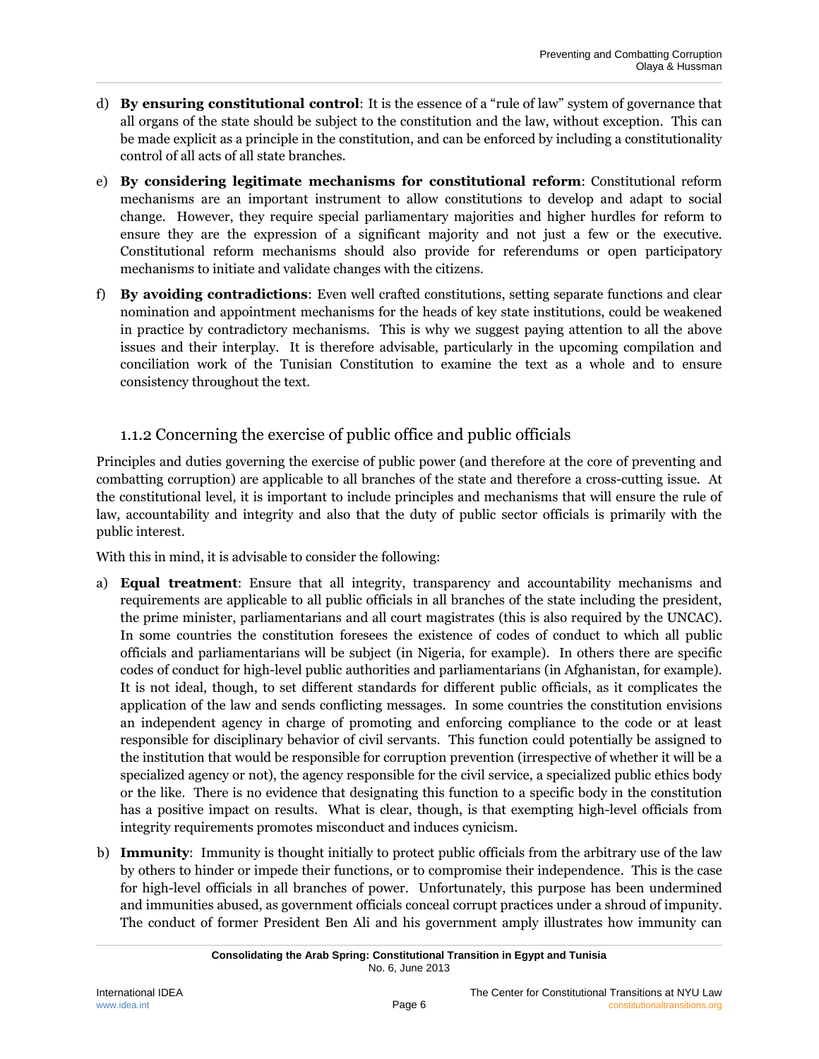d) **By ensuring constitutional control**: It is the essence of a "rule of law" system of governance that all organs of the state should be subject to the constitution and the law, without exception. This can be made explicit as a principle in the constitution, and can be enforced by including a constitutionality control of all acts of all state branches.

e) **By considering legitimate mechanisms for constitutional reform**: Constitutional reform mechanisms are an important instrument to allow constitutions to develop and adapt to social change. However, they require special parliamentary majorities and higher hurdles for reform to ensure they are the expression of a significant majority and not just a few or the executive. Constitutional reform mechanisms should also provide for referendums or open participatory mechanisms to initiate and validate changes with the citizens.

f) **By avoiding contradictions**: Even well crafted constitutions, setting separate functions and clear nomination and appointment mechanisms for the heads of key state institutions, could be weakened in practice by contradictory mechanisms. This is why we suggest paying attention to all the above issues and their interplay. It is therefore advisable, particularly in the upcoming compilation and conciliation work of the Tunisian Constitution to examine the text as a whole and to ensure consistency throughout the text.

### 1.1.2 Concerning the exercise of public office and public officials

Principles and duties governing the exercise of public power (and therefore at the core of preventing and combatting corruption) are applicable to all branches of the state and therefore a cross-cutting issue. At the constitutional level, it is important to include principles and mechanisms that will ensure the rule of law, accountability and integrity and also that the duty of public sector officials is primarily with the public interest.

With this in mind, it is advisable to consider the following:

a) **Equal treatment**: Ensure that all integrity, transparency and accountability mechanisms and requirements are applicable to all public officials in all branches of the state including the president, the prime minister, parliamentarians and all court magistrates (this is also required by the UNCAC). In some countries the constitution foresees the existence of codes of conduct to which all public officials and parliamentarians will be subject (in Nigeria, for example). In others there are specific codes of conduct for high-level public authorities and parliamentarians (in Afghanistan, for example). It is not ideal, though, to set different standards for different public officials, as it complicates the application of the law and sends conflicting messages. In some countries the constitution envisions an independent agency in charge of promoting and enforcing compliance to the code or at least responsible for disciplinary behavior of civil servants. This function could potentially be assigned to the institution that would be responsible for corruption prevention (irrespective of whether it will be a specialized agency or not), the agency responsible for the civil service, a specialized public ethics body or the like. There is no evidence that designating this function to a specific body in the constitution has a positive impact on results. What is clear, though, is that exempting high-level officials from integrity requirements promotes misconduct and induces cynicism.

b) **Immunity**: Immunity is thought initially to protect public officials from the arbitrary use of the law by others to hinder or impede their functions, or to compromise their independence. This is the case for high-level officials in all branches of power. Unfortunately, this purpose has been undermined and immunities abused, as government officials conceal corrupt practices under a shroud of impunity. The conduct of former President Ben Ali and his government amply illustrates how immunity can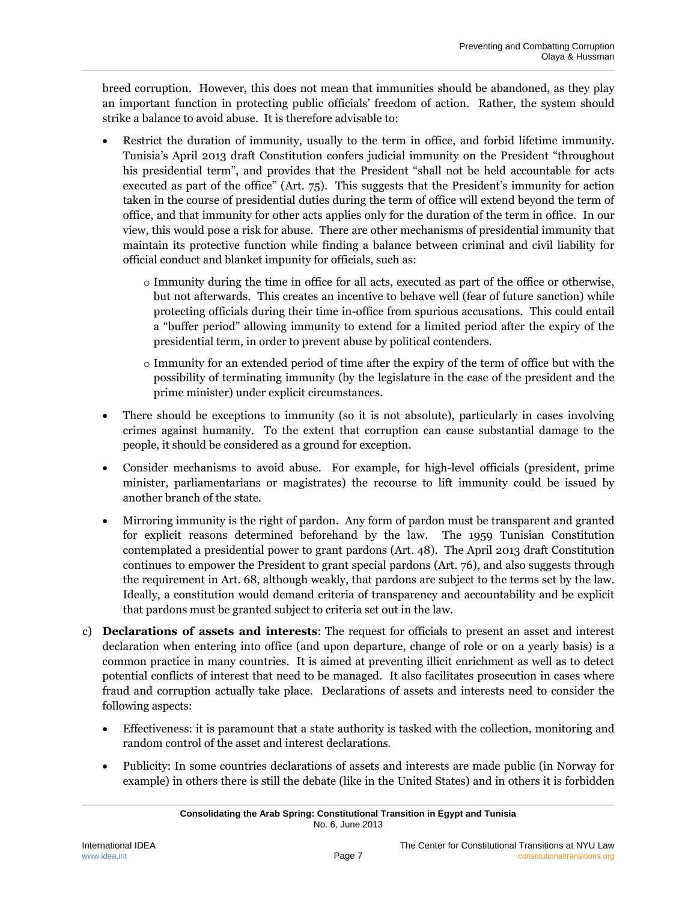breed corruption. However, this does not mean that immunities should be abandoned, as they play an important function in protecting public officials' freedom of action. Rather, the system should strike a balance to avoid abuse. It is therefore advisable to:

- Restrict the duration of immunity, usually to the term in office, and forbid lifetime immunity. Tunisia's April 2013 draft Constitution confers judicial immunity on the President "throughout his presidential term", and provides that the President "shall not be held accountable for acts executed as part of the office" (Art. 75). This suggests that the President's immunity for action taken in the course of presidential duties during the term of office will extend beyond the term of office, and that immunity for other acts applies only for the duration of the term in office. In our view, this would pose a risk for abuse. There are other mechanisms of presidential immunity that maintain its protective function while finding a balance between criminal and civil liability for official conduct and blanket impunity for officials, such as:
    - Immunity during the time in office for all acts, executed as part of the office or otherwise, but not afterwards. This creates an incentive to behave well (fear of future sanction) while protecting officials during their time in-office from spurious accusations. This could entail a "buffer period" allowing immunity to extend for a limited period after the expiry of the presidential term, in order to prevent abuse by political contenders.
    - Immunity for an extended period of time after the expiry of the term of office but with the possibility of terminating immunity (by the legislature in the case of the president and the prime minister) under explicit circumstances.
- There should be exceptions to immunity (so it is not absolute), particularly in cases involving crimes against humanity. To the extent that corruption can cause substantial damage to the people, it should be considered as a ground for exception.
- Consider mechanisms to avoid abuse. For example, for high-level officials (president, prime minister, parliamentarians or magistrates) the recourse to lift immunity could be issued by another branch of the state.
- Mirroring immunity is the right of pardon. Any form of pardon must be transparent and granted for explicit reasons determined beforehand by the law. The 1959 Tunisian Constitution contemplated a presidential power to grant pardons (Art. 48). The April 2013 draft Constitution continues to empower the President to grant special pardons (Art. 76), and also suggests through the requirement in Art. 68, although weakly, that pardons are subject to the terms set by the law. Ideally, a constitution would demand criteria of transparency and accountability and be explicit that pardons must be granted subject to criteria set out in the law.

c) **Declarations of assets and interests**: The request for officials to present an asset and interest declaration when entering into office (and upon departure, change of role or on a yearly basis) is a common practice in many countries. It is aimed at preventing illicit enrichment as well as to detect potential conflicts of interest that need to be managed. It also facilitates prosecution in cases where fraud and corruption actually take place. Declarations of assets and interests need to consider the following aspects:

- Effectiveness: it is paramount that a state authority is tasked with the collection, monitoring and random control of the asset and interest declarations.
- Publicity: In some countries declarations of assets and interests are made public (in Norway for example) in others there is still the debate (like in the United States) and in others it is forbidden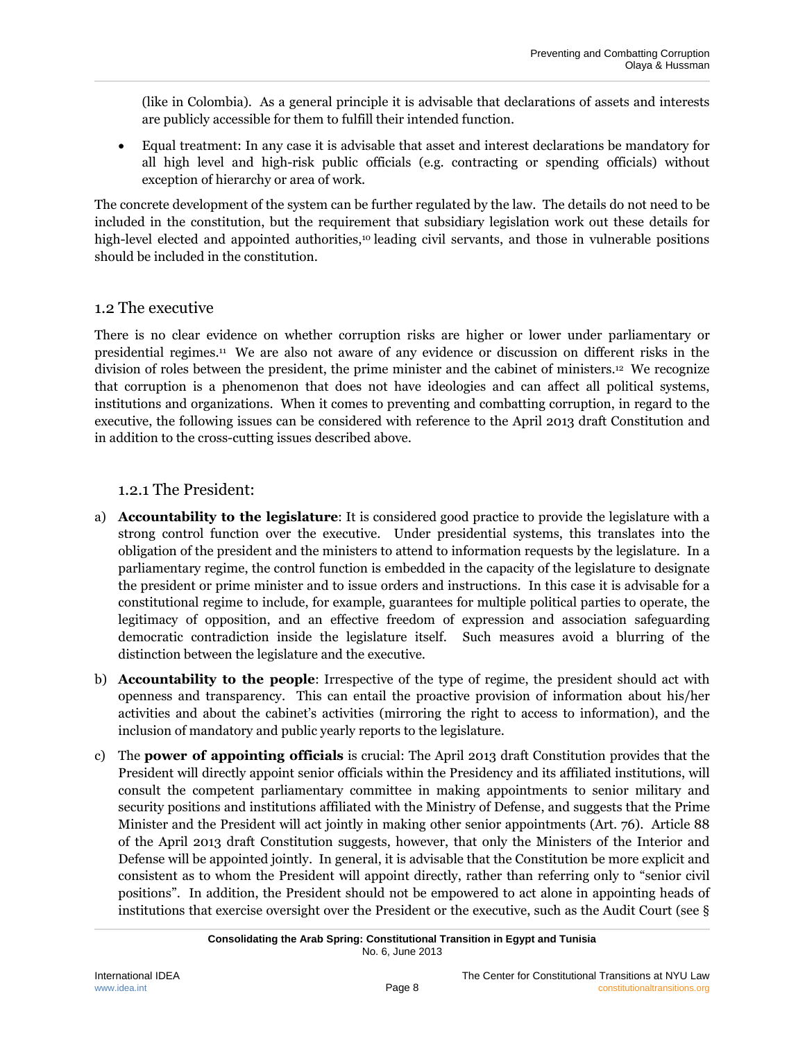(like in Colombia). As a general principle it is advisable that declarations of assets and interests are publicly accessible for them to fulfill their intended function.

- Equal treatment: In any case it is advisable that asset and interest declarations be mandatory for all high level and high-risk public officials (e.g. contracting or spending officials) without exception of hierarchy or area of work.

The concrete development of the system can be further regulated by the law. The details do not need to be included in the constitution, but the requirement that subsidiary legislation work out these details for high-level elected and appointed authorities,[10] leading civil servants, and those in vulnerable positions should be included in the constitution.

## 1.2 The executive

There is no clear evidence on whether corruption risks are higher or lower under parliamentary or presidential regimes.[11] We are also not aware of any evidence or discussion on different risks in the division of roles between the president, the prime minister and the cabinet of ministers.[12] We recognize that corruption is a phenomenon that does not have ideologies and can affect all political systems, institutions and organizations. When it comes to preventing and combatting corruption, in regard to the executive, the following issues can be considered with reference to the April 2013 draft Constitution and in addition to the cross-cutting issues described above.

### 1.2.1 The President:

a) **Accountability to the legislature**: It is considered good practice to provide the legislature with a strong control function over the executive. Under presidential systems, this translates into the obligation of the president and the ministers to attend to information requests by the legislature. In a parliamentary regime, the control function is embedded in the capacity of the legislature to designate the president or prime minister and to issue orders and instructions. In this case it is advisable for a constitutional regime to include, for example, guarantees for multiple political parties to operate, the legitimacy of opposition, and an effective freedom of expression and association safeguarding democratic contradiction inside the legislature itself. Such measures avoid a blurring of the distinction between the legislature and the executive.

b) **Accountability to the people**: Irrespective of the type of regime, the president should act with openness and transparency. This can entail the proactive provision of information about his/her activities and about the cabinet's activities (mirroring the right to access to information), and the inclusion of mandatory and public yearly reports to the legislature.

c) The **power of appointing officials** is crucial: The April 2013 draft Constitution provides that the President will directly appoint senior officials within the Presidency and its affiliated institutions, will consult the competent parliamentary committee in making appointments to senior military and security positions and institutions affiliated with the Ministry of Defense, and suggests that the Prime Minister and the President will act jointly in making other senior appointments (Art. 76). Article 88 of the April 2013 draft Constitution suggests, however, that only the Ministers of the Interior and Defense will be appointed jointly. In general, it is advisable that the Constitution be more explicit and consistent as to whom the President will appoint directly, rather than referring only to "senior civil positions". In addition, the President should not be empowered to act alone in appointing heads of institutions that exercise oversight over the President or the executive, such as the Audit Court (see §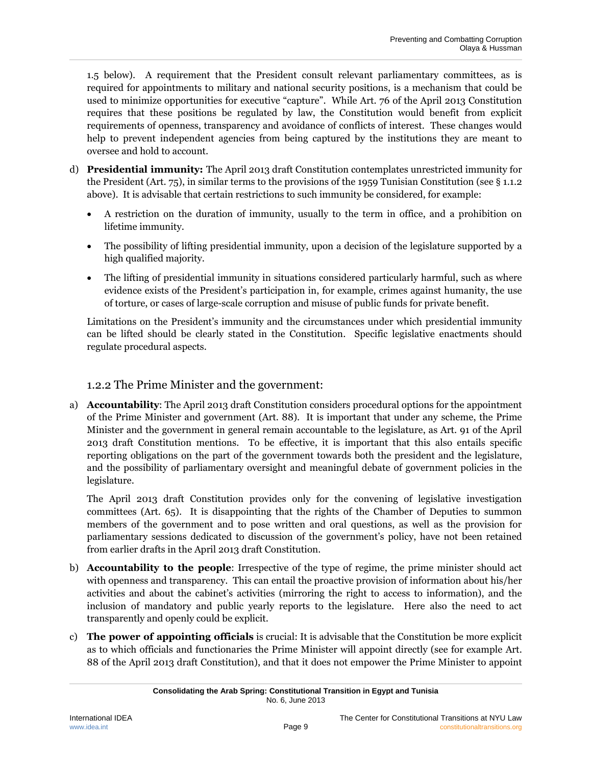1.5 below). A requirement that the President consult relevant parliamentary committees, as is required for appointments to military and national security positions, is a mechanism that could be used to minimize opportunities for executive "capture". While Art. 76 of the April 2013 Constitution requires that these positions be regulated by law, the Constitution would benefit from explicit requirements of openness, transparency and avoidance of conflicts of interest. These changes would help to prevent independent agencies from being captured by the institutions they are meant to oversee and hold to account.

d) **Presidential immunity:** The April 2013 draft Constitution contemplates unrestricted immunity for the President (Art. 75), in similar terms to the provisions of the 1959 Tunisian Constitution (see § 1.1.2 above). It is advisable that certain restrictions to such immunity be considered, for example:

- A restriction on the duration of immunity, usually to the term in office, and a prohibition on lifetime immunity.
- The possibility of lifting presidential immunity, upon a decision of the legislature supported by a high qualified majority.
- The lifting of presidential immunity in situations considered particularly harmful, such as where evidence exists of the President's participation in, for example, crimes against humanity, the use of torture, or cases of large-scale corruption and misuse of public funds for private benefit.

Limitations on the President's immunity and the circumstances under which presidential immunity can be lifted should be clearly stated in the Constitution. Specific legislative enactments should regulate procedural aspects.

### 1.2.2 The Prime Minister and the government:

a) **Accountability**: The April 2013 draft Constitution considers procedural options for the appointment of the Prime Minister and government (Art. 88). It is important that under any scheme, the Prime Minister and the government in general remain accountable to the legislature, as Art. 91 of the April 2013 draft Constitution mentions. To be effective, it is important that this also entails specific reporting obligations on the part of the government towards both the president and the legislature, and the possibility of parliamentary oversight and meaningful debate of government policies in the legislature.

The April 2013 draft Constitution provides only for the convening of legislative investigation committees (Art. 65). It is disappointing that the rights of the Chamber of Deputies to summon members of the government and to pose written and oral questions, as well as the provision for parliamentary sessions dedicated to discussion of the government's policy, have not been retained from earlier drafts in the April 2013 draft Constitution.

b) **Accountability to the people**: Irrespective of the type of regime, the prime minister should act with openness and transparency. This can entail the proactive provision of information about his/her activities and about the cabinet's activities (mirroring the right to access to information), and the inclusion of mandatory and public yearly reports to the legislature. Here also the need to act transparently and openly could be explicit.

c) **The power of appointing officials** is crucial: It is advisable that the Constitution be more explicit as to which officials and functionaries the Prime Minister will appoint directly (see for example Art. 88 of the April 2013 draft Constitution), and that it does not empower the Prime Minister to appoint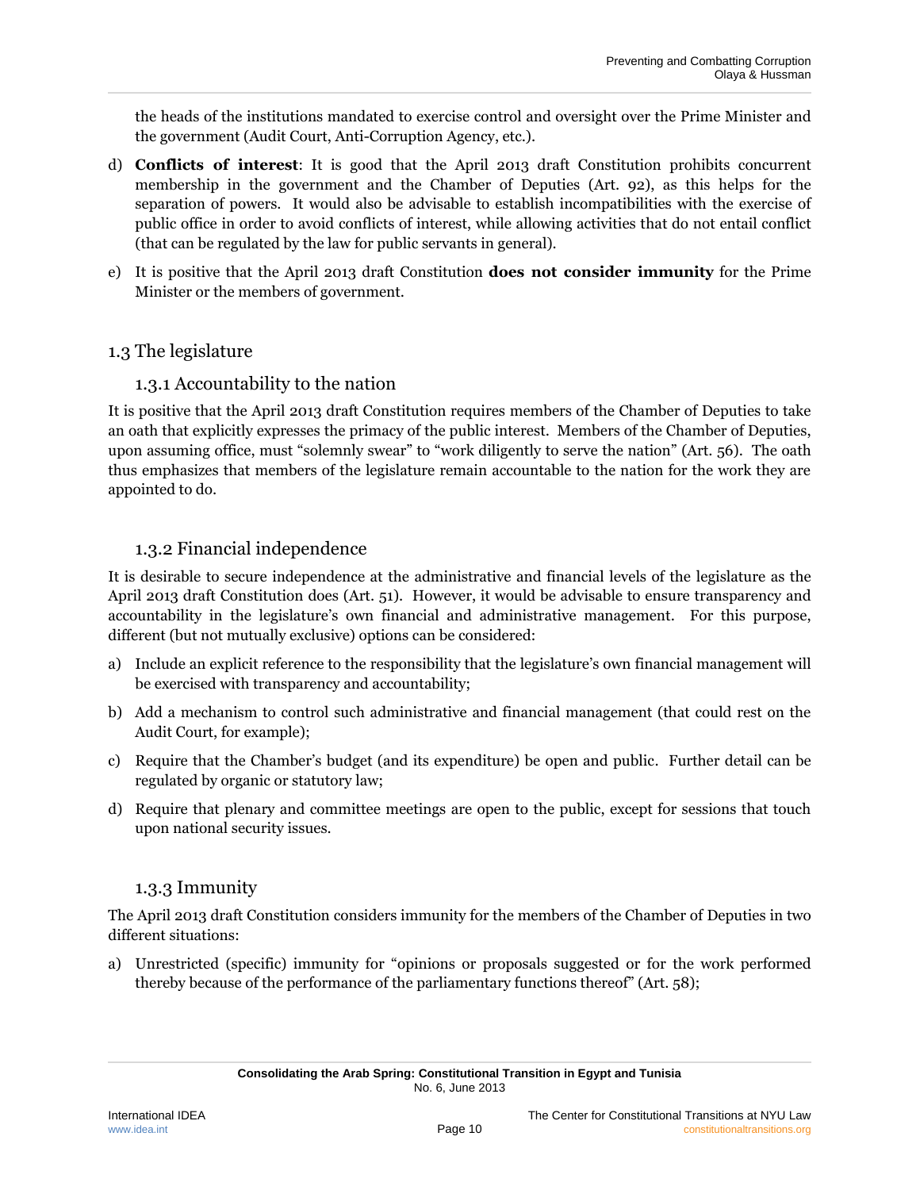the heads of the institutions mandated to exercise control and oversight over the Prime Minister and the government (Audit Court, Anti-Corruption Agency, etc.).

d) **Conflicts of interest**: It is good that the April 2013 draft Constitution prohibits concurrent membership in the government and the Chamber of Deputies (Art. 92), as this helps for the separation of powers. It would also be advisable to establish incompatibilities with the exercise of public office in order to avoid conflicts of interest, while allowing activities that do not entail conflict (that can be regulated by the law for public servants in general).

e) It is positive that the April 2013 draft Constitution **does not consider immunity** for the Prime Minister or the members of government.

## 1.3 The legislature

### 1.3.1 Accountability to the nation

It is positive that the April 2013 draft Constitution requires members of the Chamber of Deputies to take an oath that explicitly expresses the primacy of the public interest. Members of the Chamber of Deputies, upon assuming office, must "solemnly swear" to "work diligently to serve the nation" (Art. 56). The oath thus emphasizes that members of the legislature remain accountable to the nation for the work they are appointed to do.

### 1.3.2 Financial independence

It is desirable to secure independence at the administrative and financial levels of the legislature as the April 2013 draft Constitution does (Art. 51). However, it would be advisable to ensure transparency and accountability in the legislature's own financial and administrative management. For this purpose, different (but not mutually exclusive) options can be considered:

a) Include an explicit reference to the responsibility that the legislature's own financial management will be exercised with transparency and accountability;

b) Add a mechanism to control such administrative and financial management (that could rest on the Audit Court, for example);

c) Require that the Chamber's budget (and its expenditure) be open and public. Further detail can be regulated by organic or statutory law;

d) Require that plenary and committee meetings are open to the public, except for sessions that touch upon national security issues.

### 1.3.3 Immunity

The April 2013 draft Constitution considers immunity for the members of the Chamber of Deputies in two different situations:

a) Unrestricted (specific) immunity for "opinions or proposals suggested or for the work performed thereby because of the performance of the parliamentary functions thereof" (Art. 58);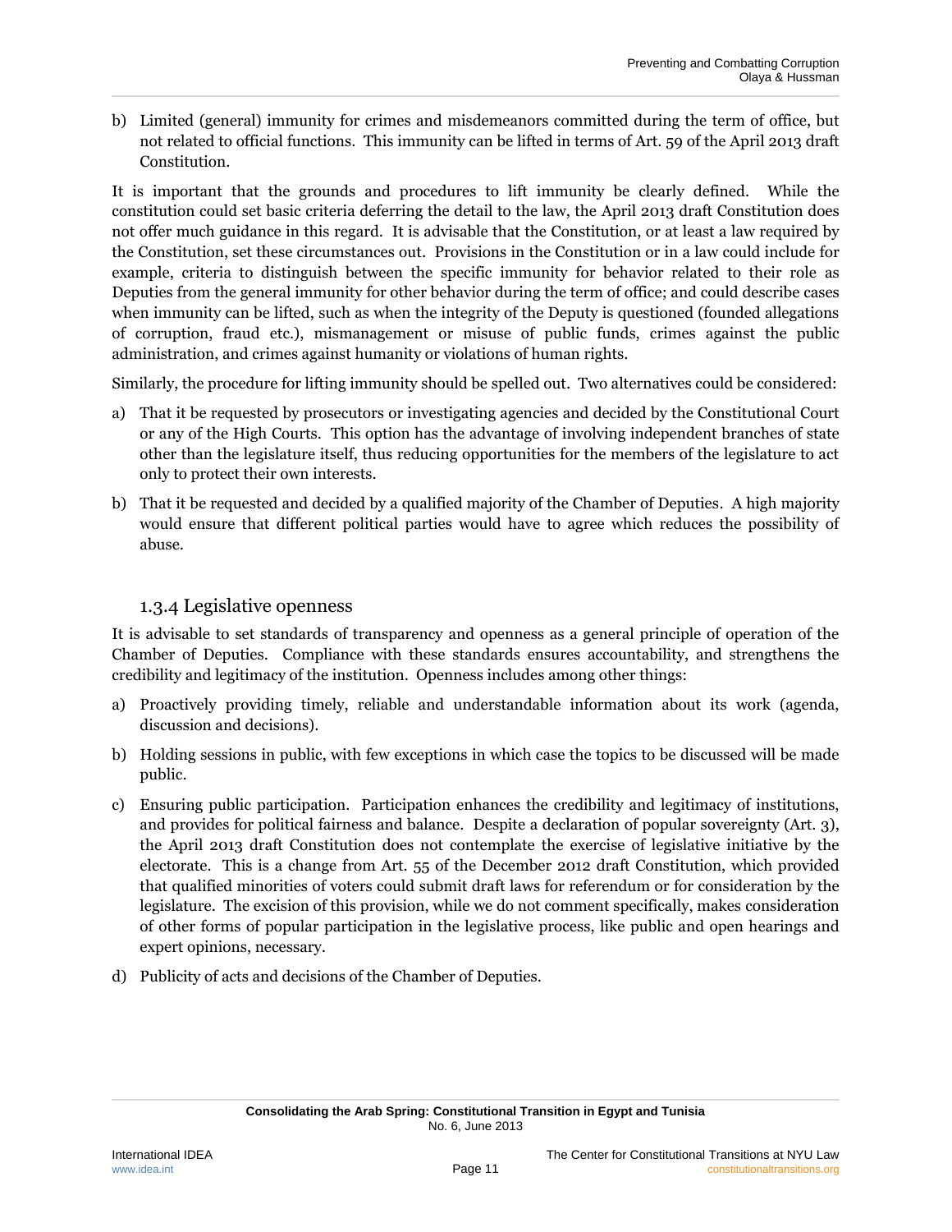b) Limited (general) immunity for crimes and misdemeanors committed during the term of office, but not related to official functions. This immunity can be lifted in terms of Art. 59 of the April 2013 draft Constitution.

It is important that the grounds and procedures to lift immunity be clearly defined. While the constitution could set basic criteria deferring the detail to the law, the April 2013 draft Constitution does not offer much guidance in this regard. It is advisable that the Constitution, or at least a law required by the Constitution, set these circumstances out. Provisions in the Constitution or in a law could include for example, criteria to distinguish between the specific immunity for behavior related to their role as Deputies from the general immunity for other behavior during the term of office; and could describe cases when immunity can be lifted, such as when the integrity of the Deputy is questioned (founded allegations of corruption, fraud etc.), mismanagement or misuse of public funds, crimes against the public administration, and crimes against humanity or violations of human rights.

Similarly, the procedure for lifting immunity should be spelled out. Two alternatives could be considered:

a) That it be requested by prosecutors or investigating agencies and decided by the Constitutional Court or any of the High Courts. This option has the advantage of involving independent branches of state other than the legislature itself, thus reducing opportunities for the members of the legislature to act only to protect their own interests.

b) That it be requested and decided by a qualified majority of the Chamber of Deputies. A high majority would ensure that different political parties would have to agree which reduces the possibility of abuse.

### 1.3.4 Legislative openness

It is advisable to set standards of transparency and openness as a general principle of operation of the Chamber of Deputies. Compliance with these standards ensures accountability, and strengthens the credibility and legitimacy of the institution. Openness includes among other things:

a) Proactively providing timely, reliable and understandable information about its work (agenda, discussion and decisions).

b) Holding sessions in public, with few exceptions in which case the topics to be discussed will be made public.

c) Ensuring public participation. Participation enhances the credibility and legitimacy of institutions, and provides for political fairness and balance. Despite a declaration of popular sovereignty (Art. 3), the April 2013 draft Constitution does not contemplate the exercise of legislative initiative by the electorate. This is a change from Art. 55 of the December 2012 draft Constitution, which provided that qualified minorities of voters could submit draft laws for referendum or for consideration by the legislature. The excision of this provision, while we do not comment specifically, makes consideration of other forms of popular participation in the legislative process, like public and open hearings and expert opinions, necessary.

d) Publicity of acts and decisions of the Chamber of Deputies.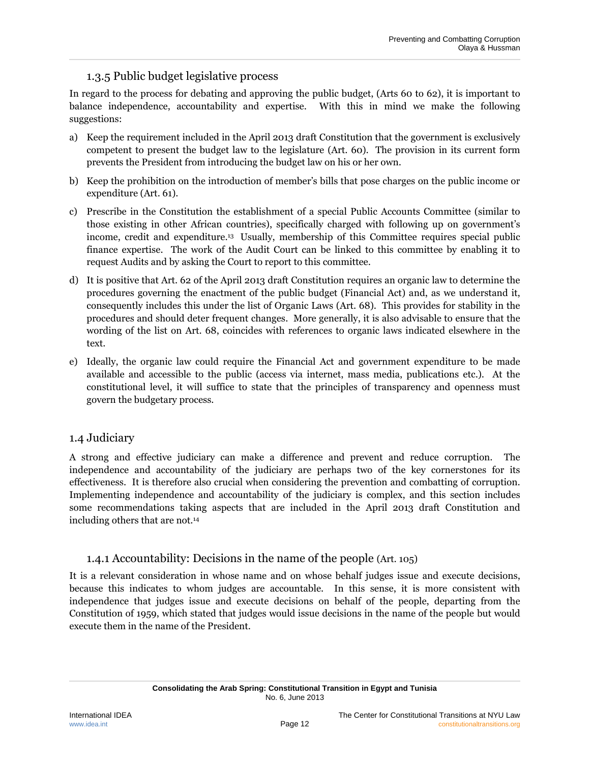### 1.3.5 Public budget legislative process

In regard to the process for debating and approving the public budget, (Arts 60 to 62), it is important to balance independence, accountability and expertise. With this in mind we make the following suggestions:

a) Keep the requirement included in the April 2013 draft Constitution that the government is exclusively competent to present the budget law to the legislature (Art. 60). The provision in its current form prevents the President from introducing the budget law on his or her own.

b) Keep the prohibition on the introduction of member's bills that pose charges on the public income or expenditure (Art. 61).

c) Prescribe in the Constitution the establishment of a special Public Accounts Committee (similar to those existing in other African countries), specifically charged with following up on government's income, credit and expenditure.[13] Usually, membership of this Committee requires special public finance expertise. The work of the Audit Court can be linked to this committee by enabling it to request Audits and by asking the Court to report to this committee.

d) It is positive that Art. 62 of the April 2013 draft Constitution requires an organic law to determine the procedures governing the enactment of the public budget (Financial Act) and, as we understand it, consequently includes this under the list of Organic Laws (Art. 68). This provides for stability in the procedures and should deter frequent changes. More generally, it is also advisable to ensure that the wording of the list on Art. 68, coincides with references to organic laws indicated elsewhere in the text.

e) Ideally, the organic law could require the Financial Act and government expenditure to be made available and accessible to the public (access via internet, mass media, publications etc.). At the constitutional level, it will suffice to state that the principles of transparency and openness must govern the budgetary process.

## 1.4 Judiciary

A strong and effective judiciary can make a difference and prevent and reduce corruption. The independence and accountability of the judiciary are perhaps two of the key cornerstones for its effectiveness. It is therefore also crucial when considering the prevention and combatting of corruption. Implementing independence and accountability of the judiciary is complex, and this section includes some recommendations taking aspects that are included in the April 2013 draft Constitution and including others that are not.[14]

### 1.4.1 Accountability: Decisions in the name of the people (Art. 105)

It is a relevant consideration in whose name and on whose behalf judges issue and execute decisions, because this indicates to whom judges are accountable. In this sense, it is more consistent with independence that judges issue and execute decisions on behalf of the people, departing from the Constitution of 1959, which stated that judges would issue decisions in the name of the people but would execute them in the name of the President.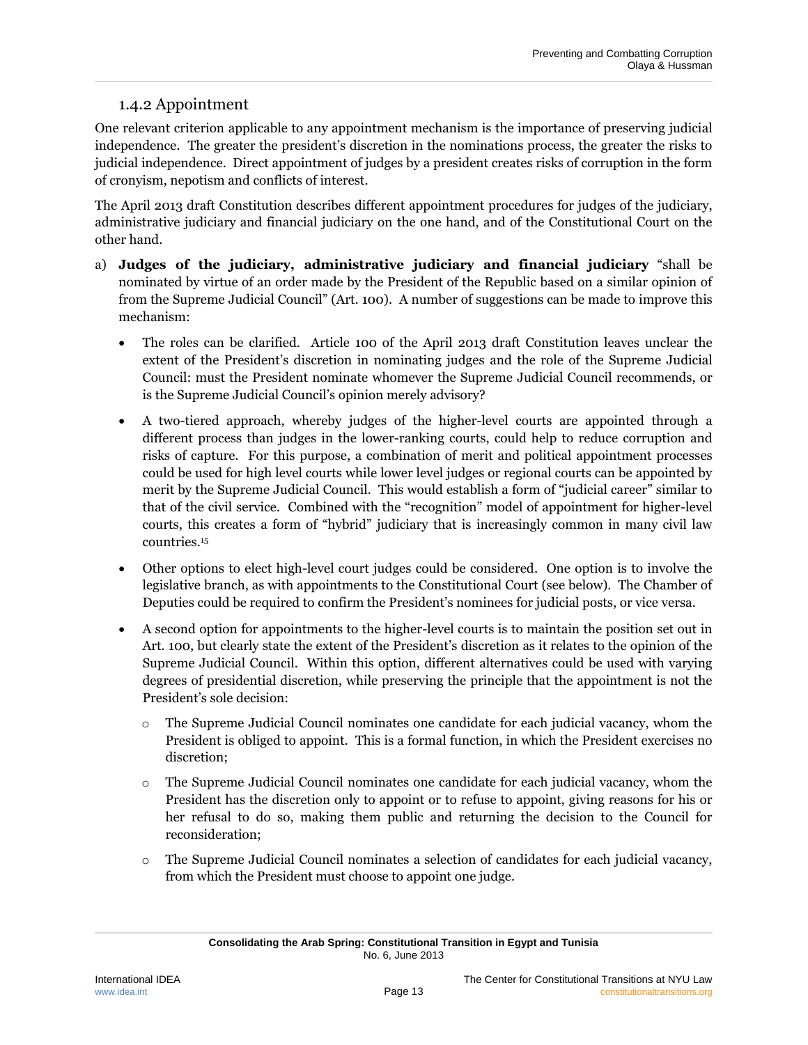### 1.4.2 Appointment

One relevant criterion applicable to any appointment mechanism is the importance of preserving judicial independence. The greater the president's discretion in the nominations process, the greater the risks to judicial independence. Direct appointment of judges by a president creates risks of corruption in the form of cronyism, nepotism and conflicts of interest.

The April 2013 draft Constitution describes different appointment procedures for judges of the judiciary, administrative judiciary and financial judiciary on the one hand, and of the Constitutional Court on the other hand.

a) **Judges of the judiciary, administrative judiciary and financial judiciary** "shall be nominated by virtue of an order made by the President of the Republic based on a similar opinion of from the Supreme Judicial Council" (Art. 100). A number of suggestions can be made to improve this mechanism:

   - The roles can be clarified. Article 100 of the April 2013 draft Constitution leaves unclear the extent of the President's discretion in nominating judges and the role of the Supreme Judicial Council: must the President nominate whomever the Supreme Judicial Council recommends, or is the Supreme Judicial Council's opinion merely advisory?
   - A two-tiered approach, whereby judges of the higher-level courts are appointed through a different process than judges in the lower-ranking courts, could help to reduce corruption and risks of capture. For this purpose, a combination of merit and political appointment processes could be used for high level courts while lower level judges or regional courts can be appointed by merit by the Supreme Judicial Council. This would establish a form of "judicial career" similar to that of the civil service. Combined with the "recognition" model of appointment for higher-level courts, this creates a form of "hybrid" judiciary that is increasingly common in many civil law countries.[15]
   - Other options to elect high-level court judges could be considered. One option is to involve the legislative branch, as with appointments to the Constitutional Court (see below). The Chamber of Deputies could be required to confirm the President's nominees for judicial posts, or vice versa.
   - A second option for appointments to the higher-level courts is to maintain the position set out in Art. 100, but clearly state the extent of the President's discretion as it relates to the opinion of the Supreme Judicial Council. Within this option, different alternatives could be used with varying degrees of presidential discretion, while preserving the principle that the appointment is not the President's sole decision:
     - The Supreme Judicial Council nominates one candidate for each judicial vacancy, whom the President is obliged to appoint. This is a formal function, in which the President exercises no discretion;
     - The Supreme Judicial Council nominates one candidate for each judicial vacancy, whom the President has the discretion only to appoint or to refuse to appoint, giving reasons for his or her refusal to do so, making them public and returning the decision to the Council for reconsideration;
     - The Supreme Judicial Council nominates a selection of candidates for each judicial vacancy, from which the President must choose to appoint one judge.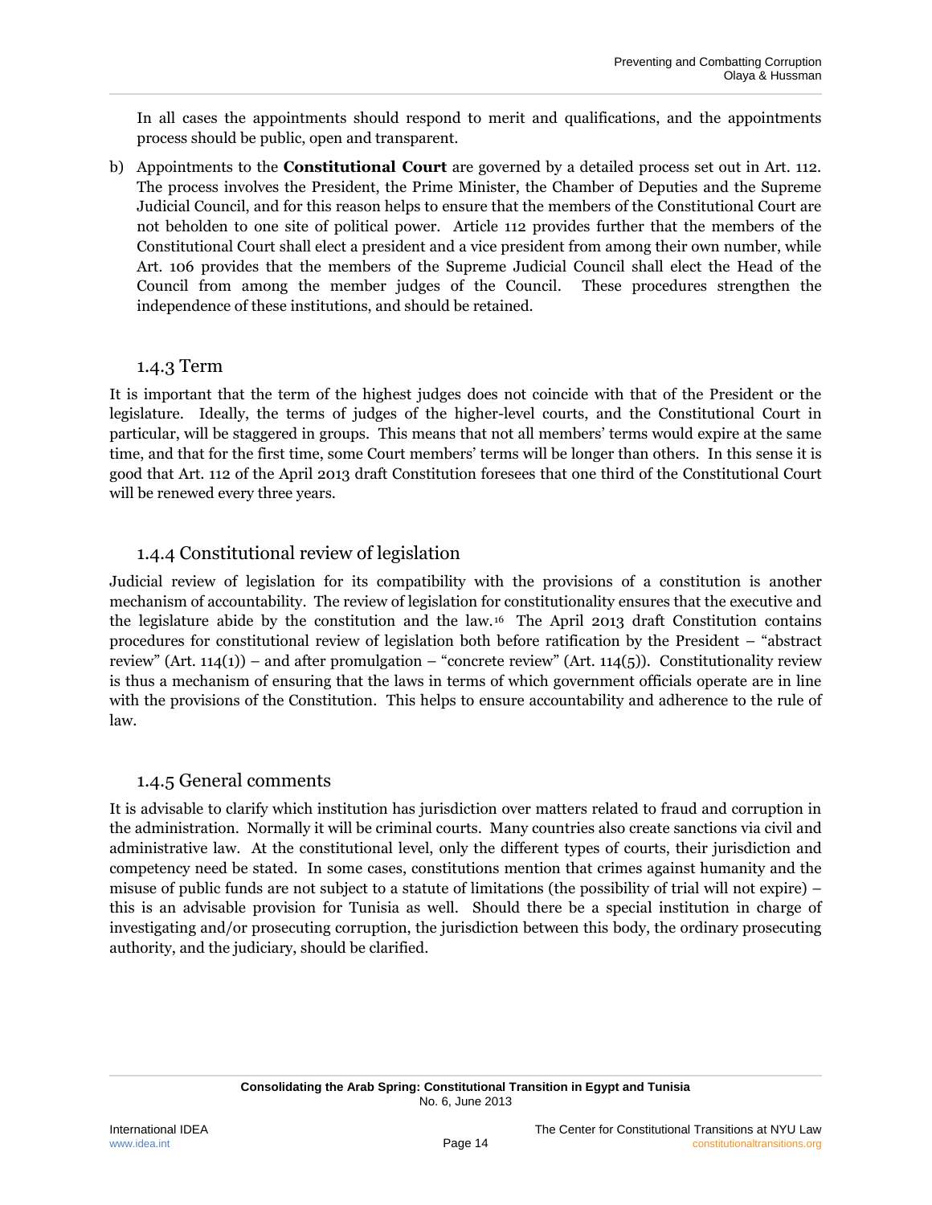In all cases the appointments should respond to merit and qualifications, and the appointments process should be public, open and transparent.

b) Appointments to the **Constitutional Court** are governed by a detailed process set out in Art. 112. The process involves the President, the Prime Minister, the Chamber of Deputies and the Supreme Judicial Council, and for this reason helps to ensure that the members of the Constitutional Court are not beholden to one site of political power. Article 112 provides further that the members of the Constitutional Court shall elect a president and a vice president from among their own number, while Art. 106 provides that the members of the Supreme Judicial Council shall elect the Head of the Council from among the member judges of the Council. These procedures strengthen the independence of these institutions, and should be retained.

### 1.4.3 Term

It is important that the term of the highest judges does not coincide with that of the President or the legislature. Ideally, the terms of judges of the higher-level courts, and the Constitutional Court in particular, will be staggered in groups. This means that not all members' terms would expire at the same time, and that for the first time, some Court members' terms will be longer than others. In this sense it is good that Art. 112 of the April 2013 draft Constitution foresees that one third of the Constitutional Court will be renewed every three years.

### 1.4.4 Constitutional review of legislation

Judicial review of legislation for its compatibility with the provisions of a constitution is another mechanism of accountability. The review of legislation for constitutionality ensures that the executive and the legislature abide by the constitution and the law.[16] The April 2013 draft Constitution contains procedures for constitutional review of legislation both before ratification by the President – "abstract review" (Art. 114(1)) – and after promulgation – "concrete review" (Art. 114(5)). Constitutionality review is thus a mechanism of ensuring that the laws in terms of which government officials operate are in line with the provisions of the Constitution. This helps to ensure accountability and adherence to the rule of law.

### 1.4.5 General comments

It is advisable to clarify which institution has jurisdiction over matters related to fraud and corruption in the administration. Normally it will be criminal courts. Many countries also create sanctions via civil and administrative law. At the constitutional level, only the different types of courts, their jurisdiction and competency need be stated. In some cases, constitutions mention that crimes against humanity and the misuse of public funds are not subject to a statute of limitations (the possibility of trial will not expire) – this is an advisable provision for Tunisia as well. Should there be a special institution in charge of investigating and/or prosecuting corruption, the jurisdiction between this body, the ordinary prosecuting authority, and the judiciary, should be clarified.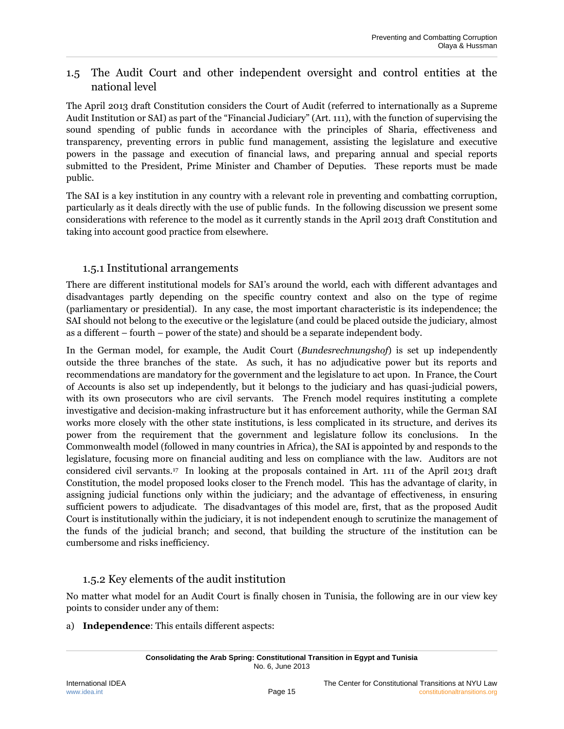## 1.5 The Audit Court and other independent oversight and control entities at the national level

The April 2013 draft Constitution considers the Court of Audit (referred to internationally as a Supreme Audit Institution or SAI) as part of the "Financial Judiciary" (Art. 111), with the function of supervising the sound spending of public funds in accordance with the principles of Sharia, effectiveness and transparency, preventing errors in public fund management, assisting the legislature and executive powers in the passage and execution of financial laws, and preparing annual and special reports submitted to the President, Prime Minister and Chamber of Deputies. These reports must be made public.

The SAI is a key institution in any country with a relevant role in preventing and combatting corruption, particularly as it deals directly with the use of public funds. In the following discussion we present some considerations with reference to the model as it currently stands in the April 2013 draft Constitution and taking into account good practice from elsewhere.

### 1.5.1 Institutional arrangements

There are different institutional models for SAI's around the world, each with different advantages and disadvantages partly depending on the specific country context and also on the type of regime (parliamentary or presidential). In any case, the most important characteristic is its independence; the SAI should not belong to the executive or the legislature (and could be placed outside the judiciary, almost as a different – fourth – power of the state) and should be a separate independent body.

In the German model, for example, the Audit Court (*Bundesrechnungshof*) is set up independently outside the three branches of the state. As such, it has no adjudicative power but its reports and recommendations are mandatory for the government and the legislature to act upon. In France, the Court of Accounts is also set up independently, but it belongs to the judiciary and has quasi-judicial powers, with its own prosecutors who are civil servants. The French model requires instituting a complete investigative and decision-making infrastructure but it has enforcement authority, while the German SAI works more closely with the other state institutions, is less complicated in its structure, and derives its power from the requirement that the government and legislature follow its conclusions. In the Commonwealth model (followed in many countries in Africa), the SAI is appointed by and responds to the legislature, focusing more on financial auditing and less on compliance with the law. Auditors are not considered civil servants.[17] In looking at the proposals contained in Art. 111 of the April 2013 draft Constitution, the model proposed looks closer to the French model. This has the advantage of clarity, in assigning judicial functions only within the judiciary; and the advantage of effectiveness, in ensuring sufficient powers to adjudicate. The disadvantages of this model are, first, that as the proposed Audit Court is institutionally within the judiciary, it is not independent enough to scrutinize the management of the funds of the judicial branch; and second, that building the structure of the institution can be cumbersome and risks inefficiency.

### 1.5.2 Key elements of the audit institution

No matter what model for an Audit Court is finally chosen in Tunisia, the following are in our view key points to consider under any of them:

a) **Independence**: This entails different aspects: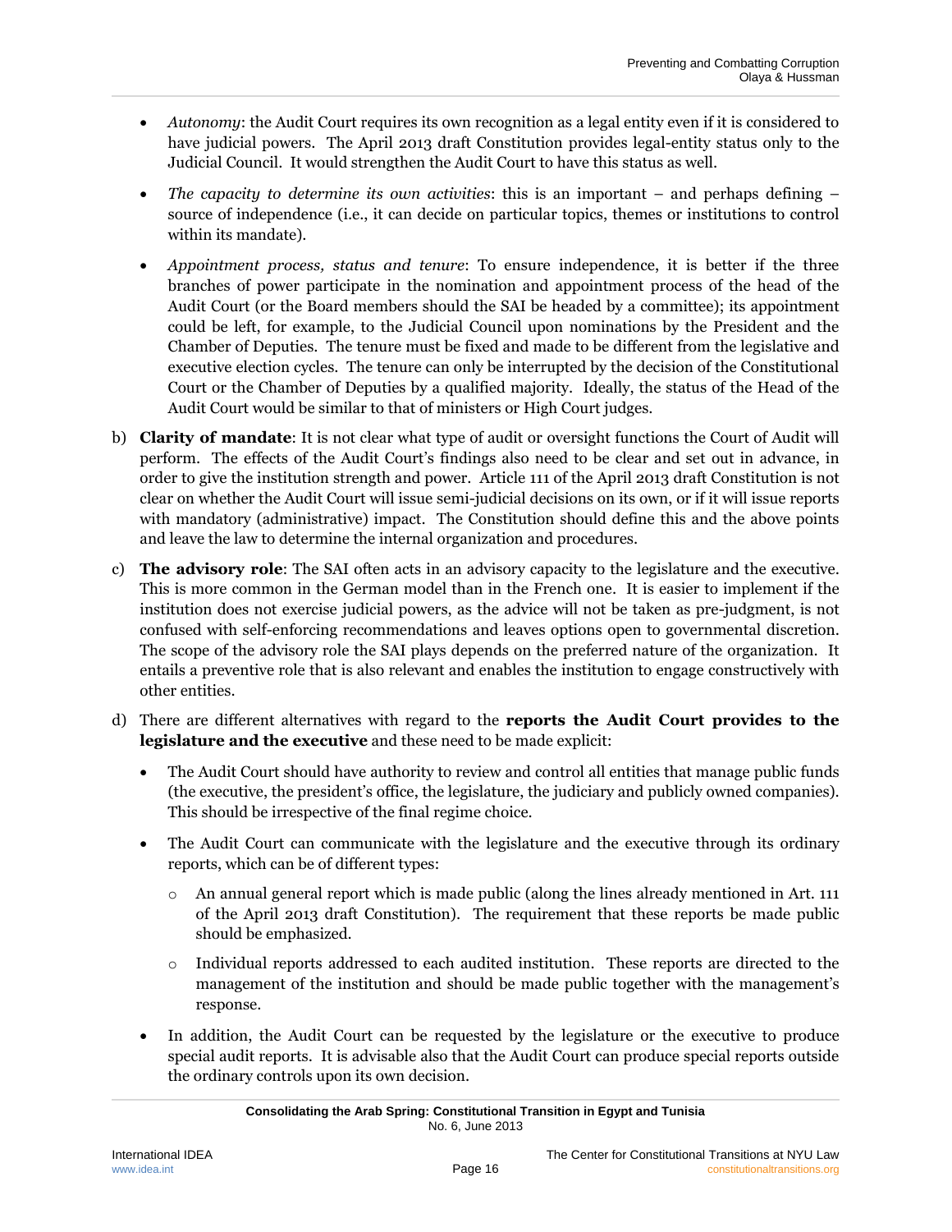- *Autonomy*: the Audit Court requires its own recognition as a legal entity even if it is considered to have judicial powers. The April 2013 draft Constitution provides legal-entity status only to the Judicial Council. It would strengthen the Audit Court to have this status as well.

- *The capacity to determine its own activities*: this is an important – and perhaps defining – source of independence (i.e., it can decide on particular topics, themes or institutions to control within its mandate).

- *Appointment process, status and tenure*: To ensure independence, it is better if the three branches of power participate in the nomination and appointment process of the head of the Audit Court (or the Board members should the SAI be headed by a committee); its appointment could be left, for example, to the Judicial Council upon nominations by the President and the Chamber of Deputies. The tenure must be fixed and made to be different from the legislative and executive election cycles. The tenure can only be interrupted by the decision of the Constitutional Court or the Chamber of Deputies by a qualified majority. Ideally, the status of the Head of the Audit Court would be similar to that of ministers or High Court judges.

b) **Clarity of mandate**: It is not clear what type of audit or oversight functions the Court of Audit will perform. The effects of the Audit Court's findings also need to be clear and set out in advance, in order to give the institution strength and power. Article 111 of the April 2013 draft Constitution is not clear on whether the Audit Court will issue semi-judicial decisions on its own, or if it will issue reports with mandatory (administrative) impact. The Constitution should define this and the above points and leave the law to determine the internal organization and procedures.

c) **The advisory role**: The SAI often acts in an advisory capacity to the legislature and the executive. This is more common in the German model than in the French one. It is easier to implement if the institution does not exercise judicial powers, as the advice will not be taken as pre-judgment, is not confused with self-enforcing recommendations and leaves options open to governmental discretion. The scope of the advisory role the SAI plays depends on the preferred nature of the organization. It entails a preventive role that is also relevant and enables the institution to engage constructively with other entities.

d) There are different alternatives with regard to the **reports the Audit Court provides to the legislature and the executive** and these need to be made explicit:

   - The Audit Court should have authority to review and control all entities that manage public funds (the executive, the president's office, the legislature, the judiciary and publicly owned companies). This should be irrespective of the final regime choice.

   - The Audit Court can communicate with the legislature and the executive through its ordinary reports, which can be of different types:

     - An annual general report which is made public (along the lines already mentioned in Art. 111 of the April 2013 draft Constitution). The requirement that these reports be made public should be emphasized.

     - Individual reports addressed to each audited institution. These reports are directed to the management of the institution and should be made public together with the management's response.

   - In addition, the Audit Court can be requested by the legislature or the executive to produce special audit reports. It is advisable also that the Audit Court can produce special reports outside the ordinary controls upon its own decision.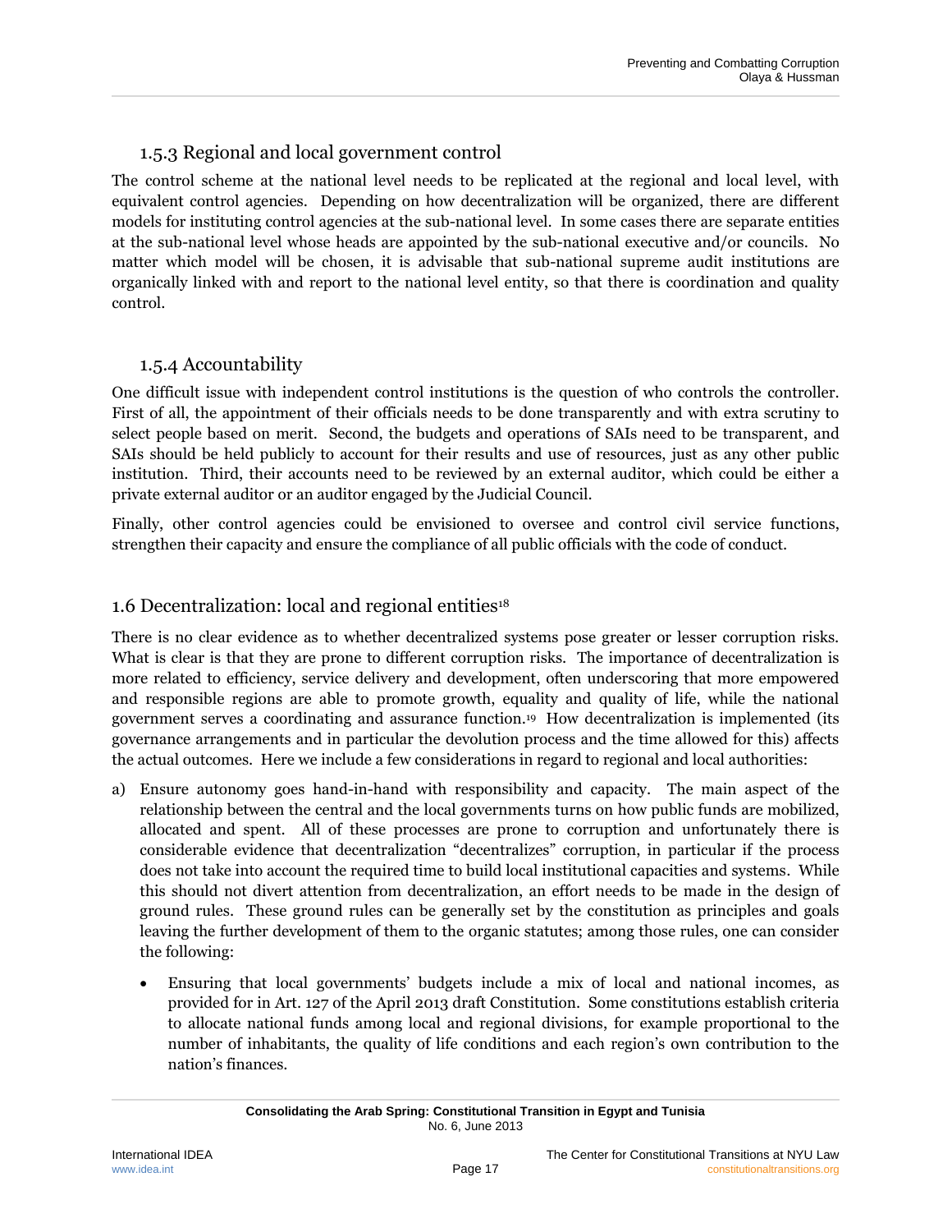### 1.5.3 Regional and local government control

The control scheme at the national level needs to be replicated at the regional and local level, with equivalent control agencies. Depending on how decentralization will be organized, there are different models for instituting control agencies at the sub-national level. In some cases there are separate entities at the sub-national level whose heads are appointed by the sub-national executive and/or councils. No matter which model will be chosen, it is advisable that sub-national supreme audit institutions are organically linked with and report to the national level entity, so that there is coordination and quality control.

### 1.5.4 Accountability

One difficult issue with independent control institutions is the question of who controls the controller. First of all, the appointment of their officials needs to be done transparently and with extra scrutiny to select people based on merit. Second, the budgets and operations of SAIs need to be transparent, and SAIs should be held publicly to account for their results and use of resources, just as any other public institution. Third, their accounts need to be reviewed by an external auditor, which could be either a private external auditor or an auditor engaged by the Judicial Council.

Finally, other control agencies could be envisioned to oversee and control civil service functions, strengthen their capacity and ensure the compliance of all public officials with the code of conduct.

## 1.6 Decentralization: local and regional entities[18]

There is no clear evidence as to whether decentralized systems pose greater or lesser corruption risks. What is clear is that they are prone to different corruption risks. The importance of decentralization is more related to efficiency, service delivery and development, often underscoring that more empowered and responsible regions are able to promote growth, equality and quality of life, while the national government serves a coordinating and assurance function.[19] How decentralization is implemented (its governance arrangements and in particular the devolution process and the time allowed for this) affects the actual outcomes. Here we include a few considerations in regard to regional and local authorities:

a) Ensure autonomy goes hand-in-hand with responsibility and capacity. The main aspect of the relationship between the central and the local governments turns on how public funds are mobilized, allocated and spent. All of these processes are prone to corruption and unfortunately there is considerable evidence that decentralization "decentralizes" corruption, in particular if the process does not take into account the required time to build local institutional capacities and systems. While this should not divert attention from decentralization, an effort needs to be made in the design of ground rules. These ground rules can be generally set by the constitution as principles and goals leaving the further development of them to the organic statutes; among those rules, one can consider the following:

   - Ensuring that local governments' budgets include a mix of local and national incomes, as provided for in Art. 127 of the April 2013 draft Constitution. Some constitutions establish criteria to allocate national funds among local and regional divisions, for example proportional to the number of inhabitants, the quality of life conditions and each region's own contribution to the nation's finances.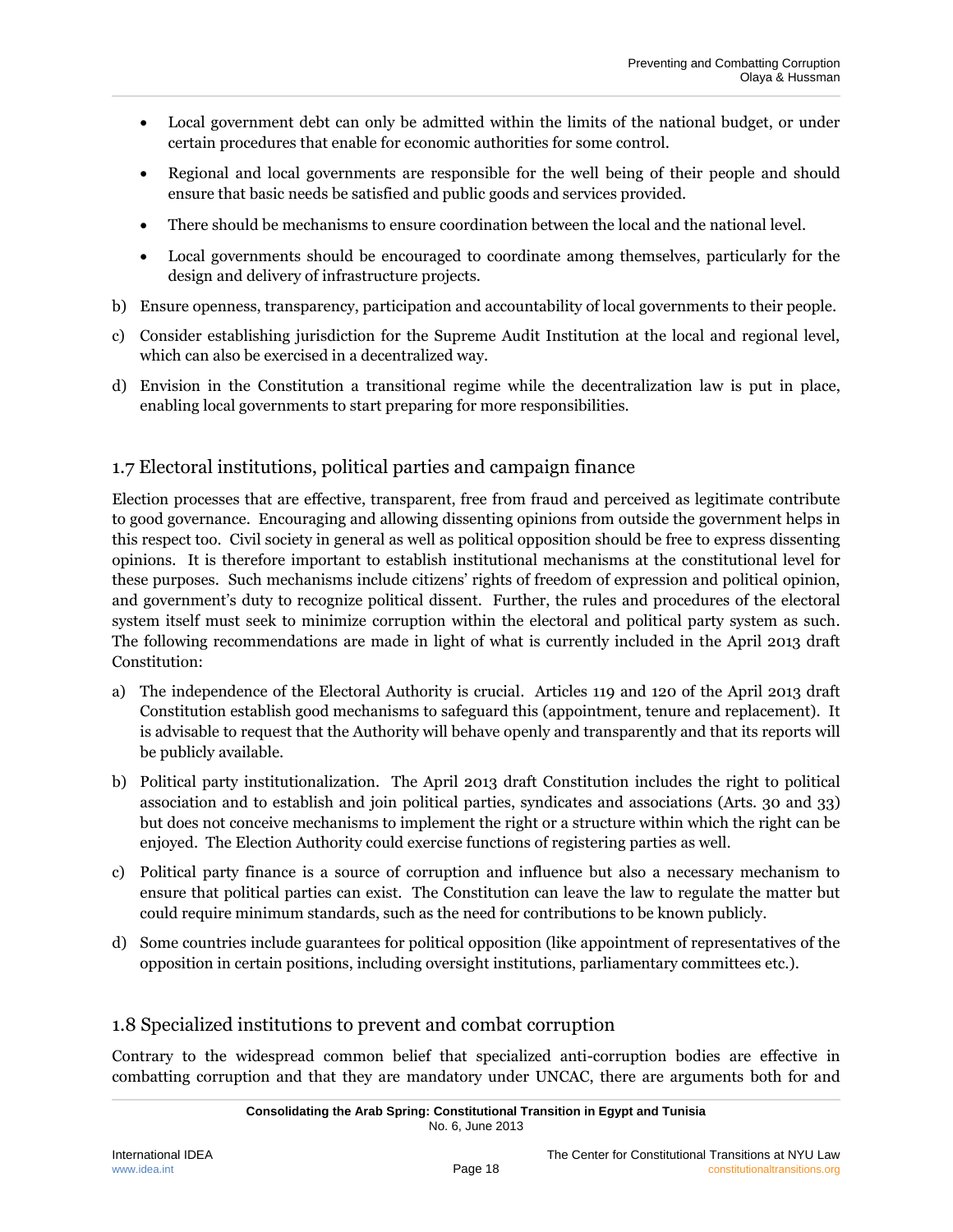- Local government debt can only be admitted within the limits of the national budget, or under certain procedures that enable for economic authorities for some control.
- Regional and local governments are responsible for the well being of their people and should ensure that basic needs be satisfied and public goods and services provided.
- There should be mechanisms to ensure coordination between the local and the national level.
- Local governments should be encouraged to coordinate among themselves, particularly for the design and delivery of infrastructure projects.

b) Ensure openness, transparency, participation and accountability of local governments to their people.

c) Consider establishing jurisdiction for the Supreme Audit Institution at the local and regional level, which can also be exercised in a decentralized way.

d) Envision in the Constitution a transitional regime while the decentralization law is put in place, enabling local governments to start preparing for more responsibilities.

## 1.7 Electoral institutions, political parties and campaign finance

Election processes that are effective, transparent, free from fraud and perceived as legitimate contribute to good governance. Encouraging and allowing dissenting opinions from outside the government helps in this respect too. Civil society in general as well as political opposition should be free to express dissenting opinions. It is therefore important to establish institutional mechanisms at the constitutional level for these purposes. Such mechanisms include citizens' rights of freedom of expression and political opinion, and government's duty to recognize political dissent. Further, the rules and procedures of the electoral system itself must seek to minimize corruption within the electoral and political party system as such. The following recommendations are made in light of what is currently included in the April 2013 draft Constitution:

a) The independence of the Electoral Authority is crucial. Articles 119 and 120 of the April 2013 draft Constitution establish good mechanisms to safeguard this (appointment, tenure and replacement). It is advisable to request that the Authority will behave openly and transparently and that its reports will be publicly available.

b) Political party institutionalization. The April 2013 draft Constitution includes the right to political association and to establish and join political parties, syndicates and associations (Arts. 30 and 33) but does not conceive mechanisms to implement the right or a structure within which the right can be enjoyed. The Election Authority could exercise functions of registering parties as well.

c) Political party finance is a source of corruption and influence but also a necessary mechanism to ensure that political parties can exist. The Constitution can leave the law to regulate the matter but could require minimum standards, such as the need for contributions to be known publicly.

d) Some countries include guarantees for political opposition (like appointment of representatives of the opposition in certain positions, including oversight institutions, parliamentary committees etc.).

## 1.8 Specialized institutions to prevent and combat corruption

Contrary to the widespread common belief that specialized anti-corruption bodies are effective in combatting corruption and that they are mandatory under UNCAC, there are arguments both for and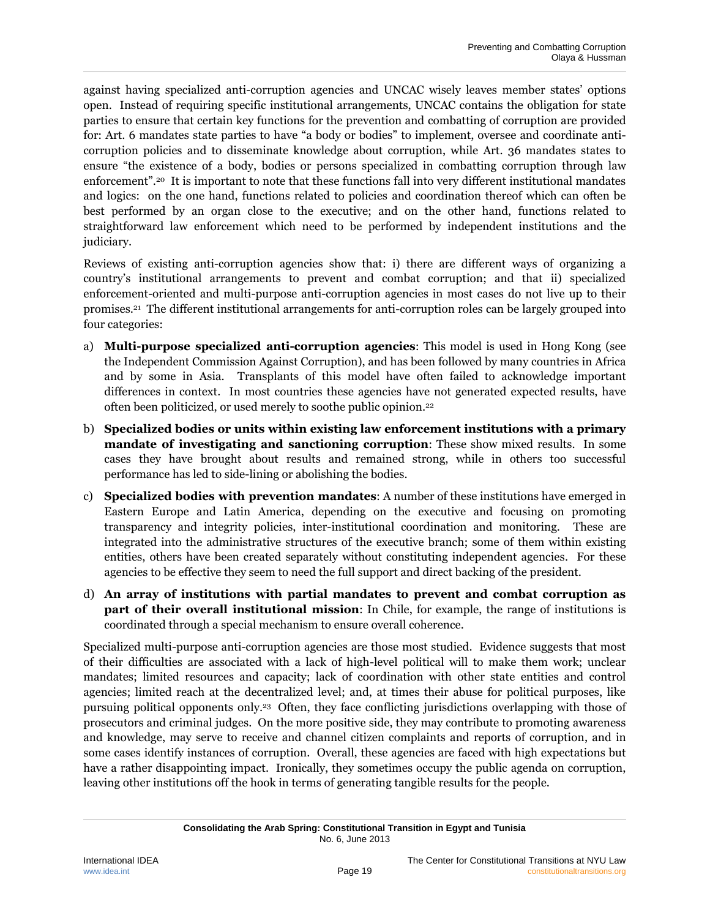against having specialized anti-corruption agencies and UNCAC wisely leaves member states' options open. Instead of requiring specific institutional arrangements, UNCAC contains the obligation for state parties to ensure that certain key functions for the prevention and combatting of corruption are provided for: Art. 6 mandates state parties to have "a body or bodies" to implement, oversee and coordinate anti-corruption policies and to disseminate knowledge about corruption, while Art. 36 mandates states to ensure "the existence of a body, bodies or persons specialized in combatting corruption through law enforcement".[20] It is important to note that these functions fall into very different institutional mandates and logics: on the one hand, functions related to policies and coordination thereof which can often be best performed by an organ close to the executive; and on the other hand, functions related to straightforward law enforcement which need to be performed by independent institutions and the judiciary.

Reviews of existing anti-corruption agencies show that: i) there are different ways of organizing a country's institutional arrangements to prevent and combat corruption; and that ii) specialized enforcement-oriented and multi-purpose anti-corruption agencies in most cases do not live up to their promises.[21] The different institutional arrangements for anti-corruption roles can be largely grouped into four categories:

a) **Multi-purpose specialized anti-corruption agencies**: This model is used in Hong Kong (see the Independent Commission Against Corruption), and has been followed by many countries in Africa and by some in Asia. Transplants of this model have often failed to acknowledge important differences in context. In most countries these agencies have not generated expected results, have often been politicized, or used merely to soothe public opinion.[22]

b) **Specialized bodies or units within existing law enforcement institutions with a primary mandate of investigating and sanctioning corruption**: These show mixed results. In some cases they have brought about results and remained strong, while in others too successful performance has led to side-lining or abolishing the bodies.

c) **Specialized bodies with prevention mandates**: A number of these institutions have emerged in Eastern Europe and Latin America, depending on the executive and focusing on promoting transparency and integrity policies, inter-institutional coordination and monitoring. These are integrated into the administrative structures of the executive branch; some of them within existing entities, others have been created separately without constituting independent agencies. For these agencies to be effective they seem to need the full support and direct backing of the president.

d) **An array of institutions with partial mandates to prevent and combat corruption as part of their overall institutional mission**: In Chile, for example, the range of institutions is coordinated through a special mechanism to ensure overall coherence.

Specialized multi-purpose anti-corruption agencies are those most studied. Evidence suggests that most of their difficulties are associated with a lack of high-level political will to make them work; unclear mandates; limited resources and capacity; lack of coordination with other state entities and control agencies; limited reach at the decentralized level; and, at times their abuse for political purposes, like pursuing political opponents only.[23] Often, they face conflicting jurisdictions overlapping with those of prosecutors and criminal judges. On the more positive side, they may contribute to promoting awareness and knowledge, may serve to receive and channel citizen complaints and reports of corruption, and in some cases identify instances of corruption. Overall, these agencies are faced with high expectations but have a rather disappointing impact. Ironically, they sometimes occupy the public agenda on corruption, leaving other institutions off the hook in terms of generating tangible results for the people.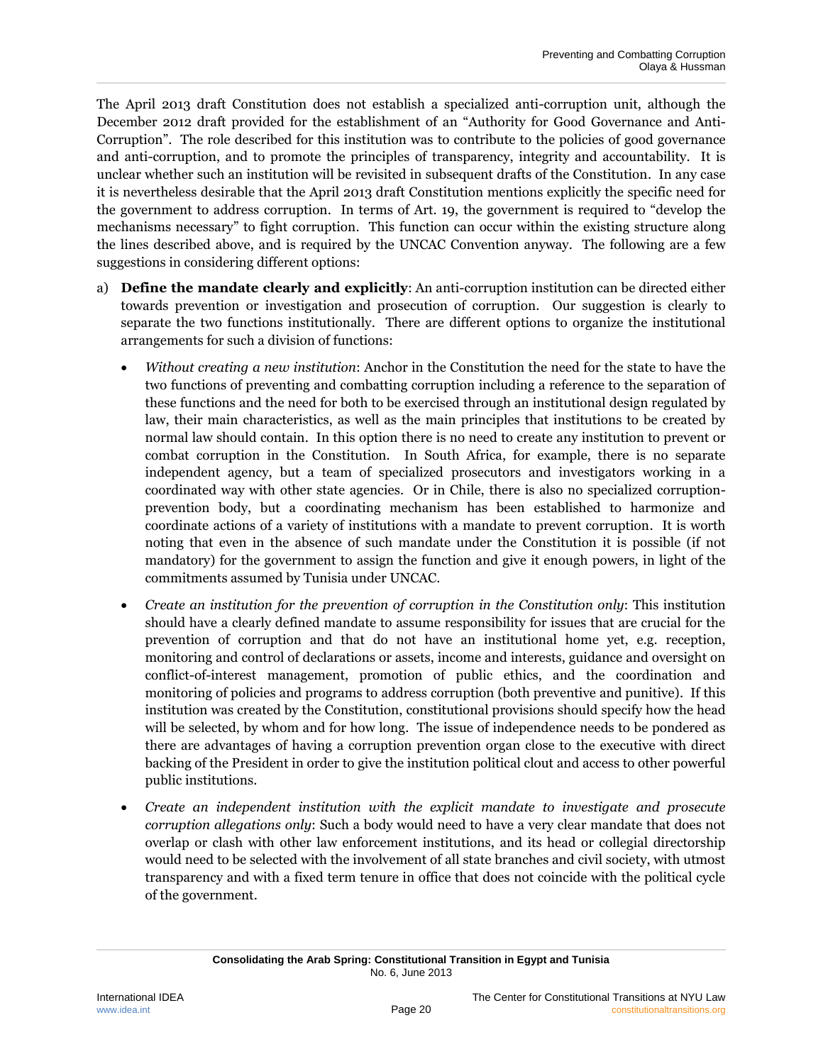The April 2013 draft Constitution does not establish a specialized anti-corruption unit, although the December 2012 draft provided for the establishment of an "Authority for Good Governance and Anti-Corruption". The role described for this institution was to contribute to the policies of good governance and anti-corruption, and to promote the principles of transparency, integrity and accountability. It is unclear whether such an institution will be revisited in subsequent drafts of the Constitution. In any case it is nevertheless desirable that the April 2013 draft Constitution mentions explicitly the specific need for the government to address corruption. In terms of Art. 19, the government is required to "develop the mechanisms necessary" to fight corruption. This function can occur within the existing structure along the lines described above, and is required by the UNCAC Convention anyway. The following are a few suggestions in considering different options:

a) **Define the mandate clearly and explicitly**: An anti-corruption institution can be directed either towards prevention or investigation and prosecution of corruption. Our suggestion is clearly to separate the two functions institutionally. There are different options to organize the institutional arrangements for such a division of functions:

   - *Without creating a new institution*: Anchor in the Constitution the need for the state to have the two functions of preventing and combatting corruption including a reference to the separation of these functions and the need for both to be exercised through an institutional design regulated by law, their main characteristics, as well as the main principles that institutions to be created by normal law should contain. In this option there is no need to create any institution to prevent or combat corruption in the Constitution. In South Africa, for example, there is no separate independent agency, but a team of specialized prosecutors and investigators working in a coordinated way with other state agencies. Or in Chile, there is also no specialized corruption-prevention body, but a coordinating mechanism has been established to harmonize and coordinate actions of a variety of institutions with a mandate to prevent corruption. It is worth noting that even in the absence of such mandate under the Constitution it is possible (if not mandatory) for the government to assign the function and give it enough powers, in light of the commitments assumed by Tunisia under UNCAC.

   - *Create an institution for the prevention of corruption in the Constitution only*: This institution should have a clearly defined mandate to assume responsibility for issues that are crucial for the prevention of corruption and that do not have an institutional home yet, e.g. reception, monitoring and control of declarations or assets, income and interests, guidance and oversight on conflict-of-interest management, promotion of public ethics, and the coordination and monitoring of policies and programs to address corruption (both preventive and punitive). If this institution was created by the Constitution, constitutional provisions should specify how the head will be selected, by whom and for how long. The issue of independence needs to be pondered as there are advantages of having a corruption prevention organ close to the executive with direct backing of the President in order to give the institution political clout and access to other powerful public institutions.

   - *Create an independent institution with the explicit mandate to investigate and prosecute corruption allegations only*: Such a body would need to have a very clear mandate that does not overlap or clash with other law enforcement institutions, and its head or collegial directorship would need to be selected with the involvement of all state branches and civil society, with utmost transparency and with a fixed term tenure in office that does not coincide with the political cycle of the government.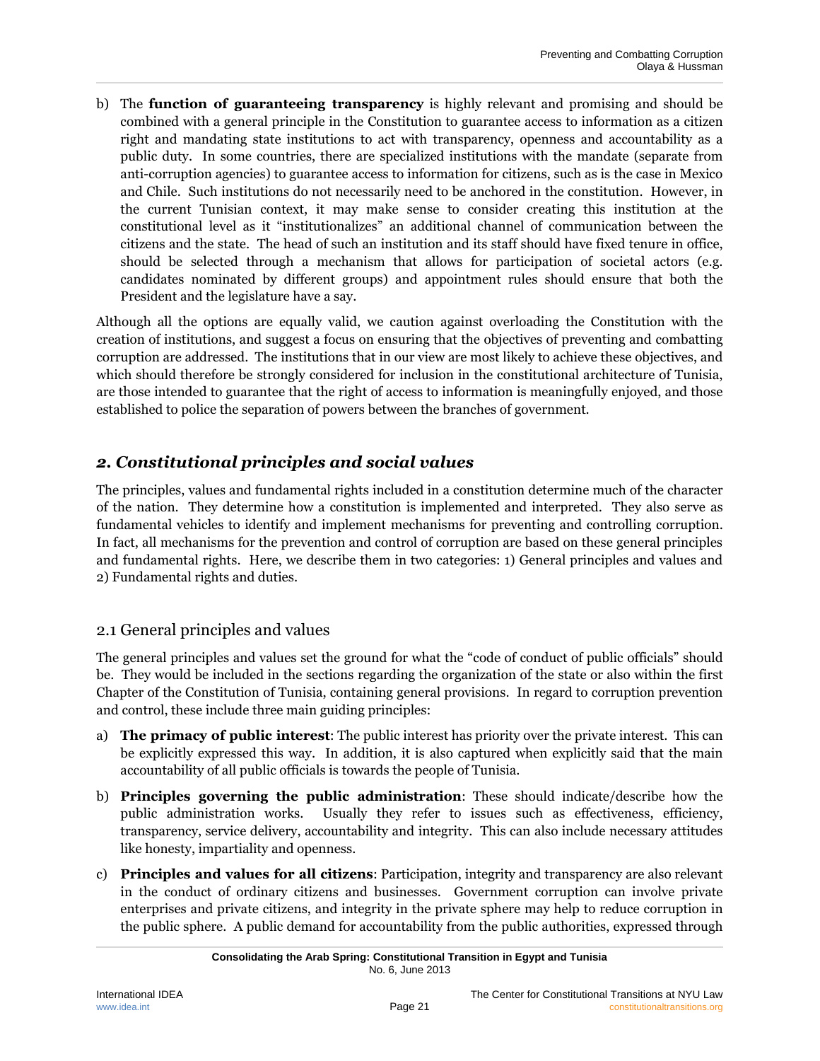b) The **function of guaranteeing transparency** is highly relevant and promising and should be combined with a general principle in the Constitution to guarantee access to information as a citizen right and mandating state institutions to act with transparency, openness and accountability as a public duty. In some countries, there are specialized institutions with the mandate (separate from anti-corruption agencies) to guarantee access to information for citizens, such as is the case in Mexico and Chile. Such institutions do not necessarily need to be anchored in the constitution. However, in the current Tunisian context, it may make sense to consider creating this institution at the constitutional level as it "institutionalizes" an additional channel of communication between the citizens and the state. The head of such an institution and its staff should have fixed tenure in office, should be selected through a mechanism that allows for participation of societal actors (e.g. candidates nominated by different groups) and appointment rules should ensure that both the President and the legislature have a say.

Although all the options are equally valid, we caution against overloading the Constitution with the creation of institutions, and suggest a focus on ensuring that the objectives of preventing and combatting corruption are addressed. The institutions that in our view are most likely to achieve these objectives, and which should therefore be strongly considered for inclusion in the constitutional architecture of Tunisia, are those intended to guarantee that the right of access to information is meaningfully enjoyed, and those established to police the separation of powers between the branches of government.

## *2. Constitutional principles and social values*

The principles, values and fundamental rights included in a constitution determine much of the character of the nation. They determine how a constitution is implemented and interpreted. They also serve as fundamental vehicles to identify and implement mechanisms for preventing and controlling corruption. In fact, all mechanisms for the prevention and control of corruption are based on these general principles and fundamental rights. Here, we describe them in two categories: 1) General principles and values and 2) Fundamental rights and duties.

### 2.1 General principles and values

The general principles and values set the ground for what the "code of conduct of public officials" should be. They would be included in the sections regarding the organization of the state or also within the first Chapter of the Constitution of Tunisia, containing general provisions. In regard to corruption prevention and control, these include three main guiding principles:

a) **The primacy of public interest**: The public interest has priority over the private interest. This can be explicitly expressed this way. In addition, it is also captured when explicitly said that the main accountability of all public officials is towards the people of Tunisia.

b) **Principles governing the public administration**: These should indicate/describe how the public administration works. Usually they refer to issues such as effectiveness, efficiency, transparency, service delivery, accountability and integrity. This can also include necessary attitudes like honesty, impartiality and openness.

c) **Principles and values for all citizens**: Participation, integrity and transparency are also relevant in the conduct of ordinary citizens and businesses. Government corruption can involve private enterprises and private citizens, and integrity in the private sphere may help to reduce corruption in the public sphere. A public demand for accountability from the public authorities, expressed through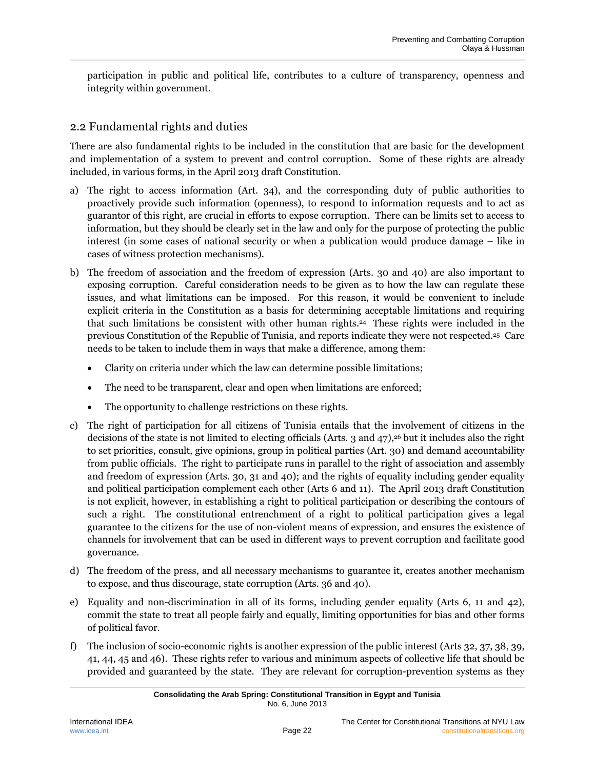participation in public and political life, contributes to a culture of transparency, openness and integrity within government.

## 2.2 Fundamental rights and duties

There are also fundamental rights to be included in the constitution that are basic for the development and implementation of a system to prevent and control corruption. Some of these rights are already included, in various forms, in the April 2013 draft Constitution.

a) The right to access information (Art. 34), and the corresponding duty of public authorities to proactively provide such information (openness), to respond to information requests and to act as guarantor of this right, are crucial in efforts to expose corruption. There can be limits set to access to information, but they should be clearly set in the law and only for the purpose of protecting the public interest (in some cases of national security or when a publication would produce damage – like in cases of witness protection mechanisms).

b) The freedom of association and the freedom of expression (Arts. 30 and 40) are also important to exposing corruption. Careful consideration needs to be given as to how the law can regulate these issues, and what limitations can be imposed. For this reason, it would be convenient to include explicit criteria in the Constitution as a basis for determining acceptable limitations and requiring that such limitations be consistent with other human rights.[24] These rights were included in the previous Constitution of the Republic of Tunisia, and reports indicate they were not respected.[25] Care needs to be taken to include them in ways that make a difference, among them:

   - Clarity on criteria under which the law can determine possible limitations;
   - The need to be transparent, clear and open when limitations are enforced;
   - The opportunity to challenge restrictions on these rights.

c) The right of participation for all citizens of Tunisia entails that the involvement of citizens in the decisions of the state is not limited to electing officials (Arts. 3 and 47),[26] but it includes also the right to set priorities, consult, give opinions, group in political parties (Art. 30) and demand accountability from public officials. The right to participate runs in parallel to the right of association and assembly and freedom of expression (Arts. 30, 31 and 40); and the rights of equality including gender equality and political participation complement each other (Arts 6 and 11). The April 2013 draft Constitution is not explicit, however, in establishing a right to political participation or describing the contours of such a right. The constitutional entrenchment of a right to political participation gives a legal guarantee to the citizens for the use of non-violent means of expression, and ensures the existence of channels for involvement that can be used in different ways to prevent corruption and facilitate good governance.

d) The freedom of the press, and all necessary mechanisms to guarantee it, creates another mechanism to expose, and thus discourage, state corruption (Arts. 36 and 40).

e) Equality and non-discrimination in all of its forms, including gender equality (Arts 6, 11 and 42), commit the state to treat all people fairly and equally, limiting opportunities for bias and other forms of political favor.

f) The inclusion of socio-economic rights is another expression of the public interest (Arts 32, 37, 38, 39, 41, 44, 45 and 46). These rights refer to various and minimum aspects of collective life that should be provided and guaranteed by the state. They are relevant for corruption-prevention systems as they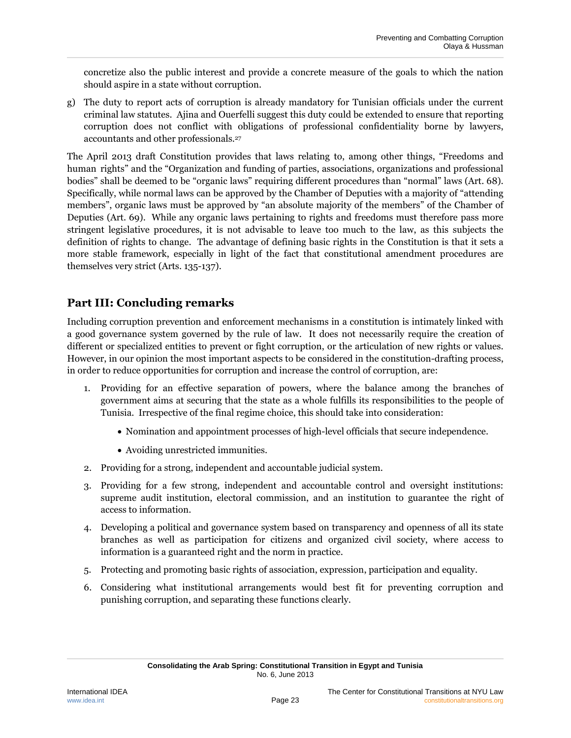concretize also the public interest and provide a concrete measure of the goals to which the nation should aspire in a state without corruption.

g) The duty to report acts of corruption is already mandatory for Tunisian officials under the current criminal law statutes. Ajina and Ouerfelli suggest this duty could be extended to ensure that reporting corruption does not conflict with obligations of professional confidentiality borne by lawyers, accountants and other professionals.[27]

The April 2013 draft Constitution provides that laws relating to, among other things, "Freedoms and human rights" and the "Organization and funding of parties, associations, organizations and professional bodies" shall be deemed to be "organic laws" requiring different procedures than "normal" laws (Art. 68). Specifically, while normal laws can be approved by the Chamber of Deputies with a majority of "attending members", organic laws must be approved by "an absolute majority of the members" of the Chamber of Deputies (Art. 69). While any organic laws pertaining to rights and freedoms must therefore pass more stringent legislative procedures, it is not advisable to leave too much to the law, as this subjects the definition of rights to change. The advantage of defining basic rights in the Constitution is that it sets a more stable framework, especially in light of the fact that constitutional amendment procedures are themselves very strict (Arts. 135-137).

## Part III: Concluding remarks

Including corruption prevention and enforcement mechanisms in a constitution is intimately linked with a good governance system governed by the rule of law. It does not necessarily require the creation of different or specialized entities to prevent or fight corruption, or the articulation of new rights or values. However, in our opinion the most important aspects to be considered in the constitution-drafting process, in order to reduce opportunities for corruption and increase the control of corruption, are:

1. Providing for an effective separation of powers, where the balance among the branches of government aims at securing that the state as a whole fulfills its responsibilities to the people of Tunisia. Irrespective of the final regime choice, this should take into consideration:
   - Nomination and appointment processes of high-level officials that secure independence.
   - Avoiding unrestricted immunities.
2. Providing for a strong, independent and accountable judicial system.
3. Providing for a few strong, independent and accountable control and oversight institutions: supreme audit institution, electoral commission, and an institution to guarantee the right of access to information.
4. Developing a political and governance system based on transparency and openness of all its state branches as well as participation for citizens and organized civil society, where access to information is a guaranteed right and the norm in practice.
5. Protecting and promoting basic rights of association, expression, participation and equality.
6. Considering what institutional arrangements would best fit for preventing corruption and punishing corruption, and separating these functions clearly.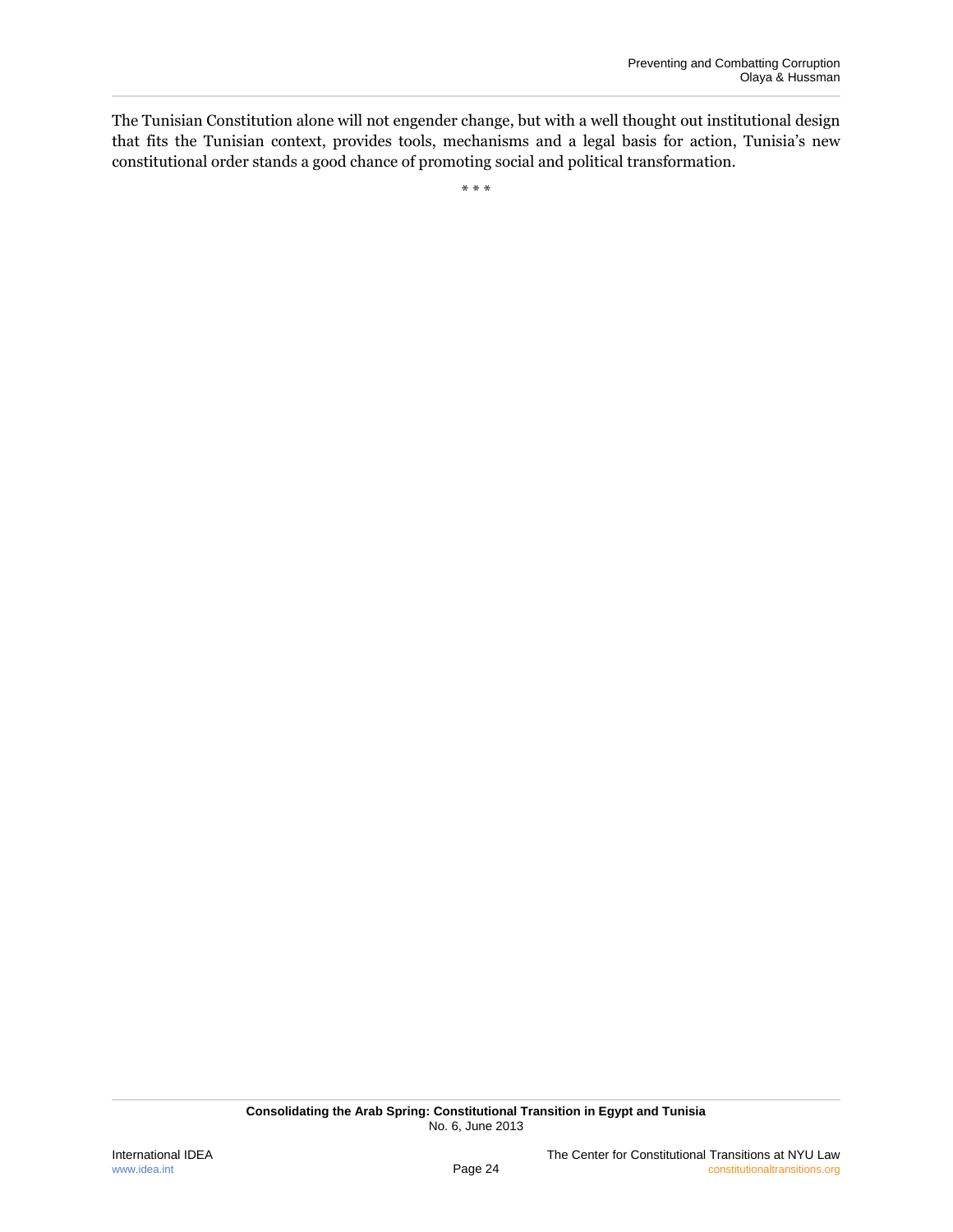The Tunisian Constitution alone will not engender change, but with a well thought out institutional design that fits the Tunisian context, provides tools, mechanisms and a legal basis for action, Tunisia's new constitutional order stands a good chance of promoting social and political transformation.

\* \* \*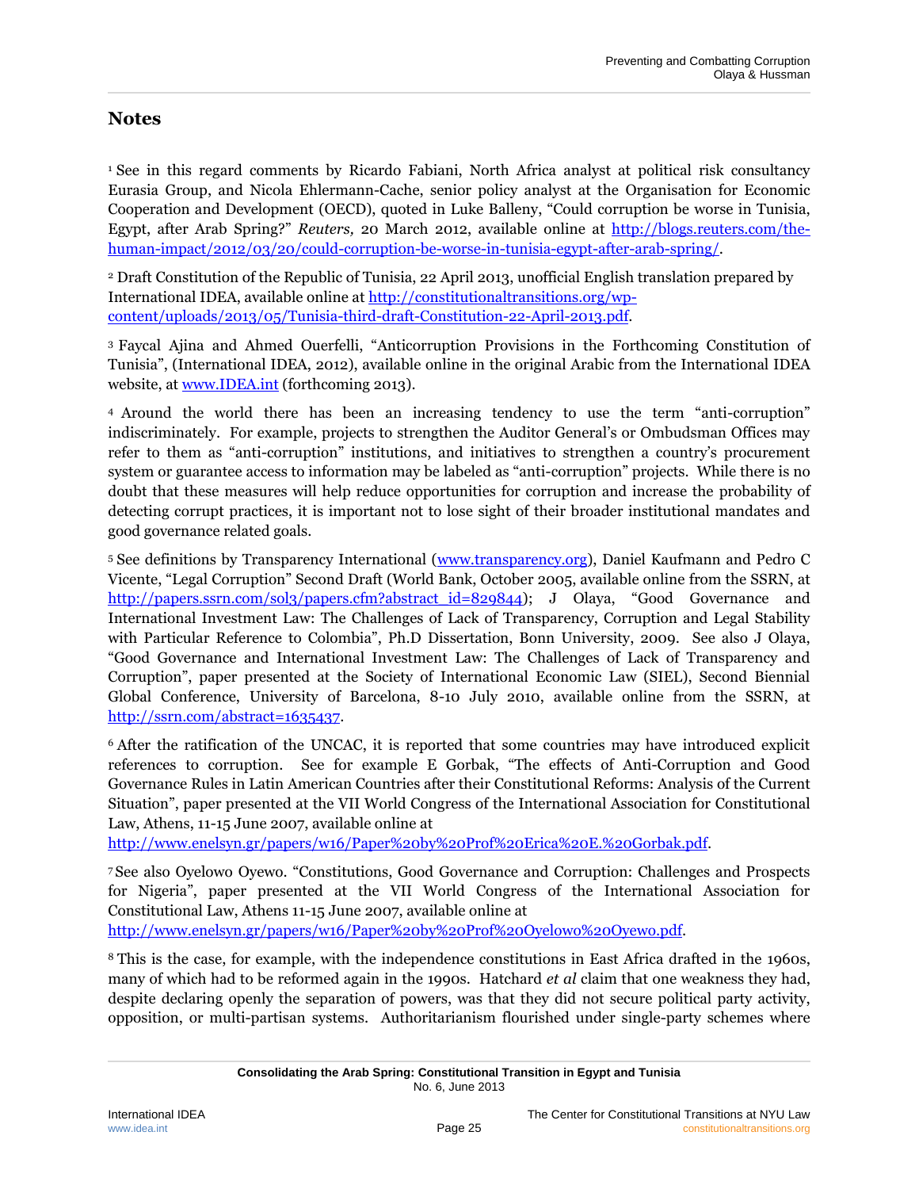## Notes

[1] See in this regard comments by Ricardo Fabiani, North Africa analyst at political risk consultancy Eurasia Group, and Nicola Ehlermann-Cache, senior policy analyst at the Organisation for Economic Cooperation and Development (OECD), quoted in Luke Balleny, "Could corruption be worse in Tunisia, Egypt, after Arab Spring?" *Reuters,* 20 March 2012, available online at http://blogs.reuters.com/the-human-impact/2012/03/20/could-corruption-be-worse-in-tunisia-egypt-after-arab-spring/.

[2] Draft Constitution of the Republic of Tunisia, 22 April 2013, unofficial English translation prepared by International IDEA, available online at http://constitutionaltransitions.org/wp-content/uploads/2013/05/Tunisia-third-draft-Constitution-22-April-2013.pdf.

[3] Faycal Ajina and Ahmed Ouerfelli, "Anticorruption Provisions in the Forthcoming Constitution of Tunisia", (International IDEA, 2012), available online in the original Arabic from the International IDEA website, at www.IDEA.int (forthcoming 2013).

[4] Around the world there has been an increasing tendency to use the term "anti-corruption" indiscriminately. For example, projects to strengthen the Auditor General's or Ombudsman Offices may refer to them as "anti-corruption" institutions, and initiatives to strengthen a country's procurement system or guarantee access to information may be labeled as "anti-corruption" projects. While there is no doubt that these measures will help reduce opportunities for corruption and increase the probability of detecting corrupt practices, it is important not to lose sight of their broader institutional mandates and good governance related goals.

[5] See definitions by Transparency International (www.transparency.org), Daniel Kaufmann and Pedro C Vicente, "Legal Corruption" Second Draft (World Bank, October 2005, available online from the SSRN, at http://papers.ssrn.com/sol3/papers.cfm?abstract_id=829844); J Olaya, "Good Governance and International Investment Law: The Challenges of Lack of Transparency, Corruption and Legal Stability with Particular Reference to Colombia", Ph.D Dissertation, Bonn University, 2009. See also J Olaya, "Good Governance and International Investment Law: The Challenges of Lack of Transparency and Corruption", paper presented at the Society of International Economic Law (SIEL), Second Biennial Global Conference, University of Barcelona, 8-10 July 2010, available online from the SSRN, at http://ssrn.com/abstract=1635437.

[6] After the ratification of the UNCAC, it is reported that some countries may have introduced explicit references to corruption. See for example E Gorbak, "The effects of Anti-Corruption and Good Governance Rules in Latin American Countries after their Constitutional Reforms: Analysis of the Current Situation", paper presented at the VII World Congress of the International Association for Constitutional Law, Athens, 11-15 June 2007, available online at http://www.enelsyn.gr/papers/w16/Paper%20by%20Prof%20Erica%20E.%20Gorbak.pdf.

[7] See also Oyelowo Oyewo. "Constitutions, Good Governance and Corruption: Challenges and Prospects for Nigeria", paper presented at the VII World Congress of the International Association for Constitutional Law, Athens 11-15 June 2007, available online at http://www.enelsyn.gr/papers/w16/Paper%20by%20Prof%20Oyelowo%20Oyewo.pdf.

[8] This is the case, for example, with the independence constitutions in East Africa drafted in the 1960s, many of which had to be reformed again in the 1990s. Hatchard *et al* claim that one weakness they had, despite declaring openly the separation of powers, was that they did not secure political party activity, opposition, or multi-partisan systems. Authoritarianism flourished under single-party schemes where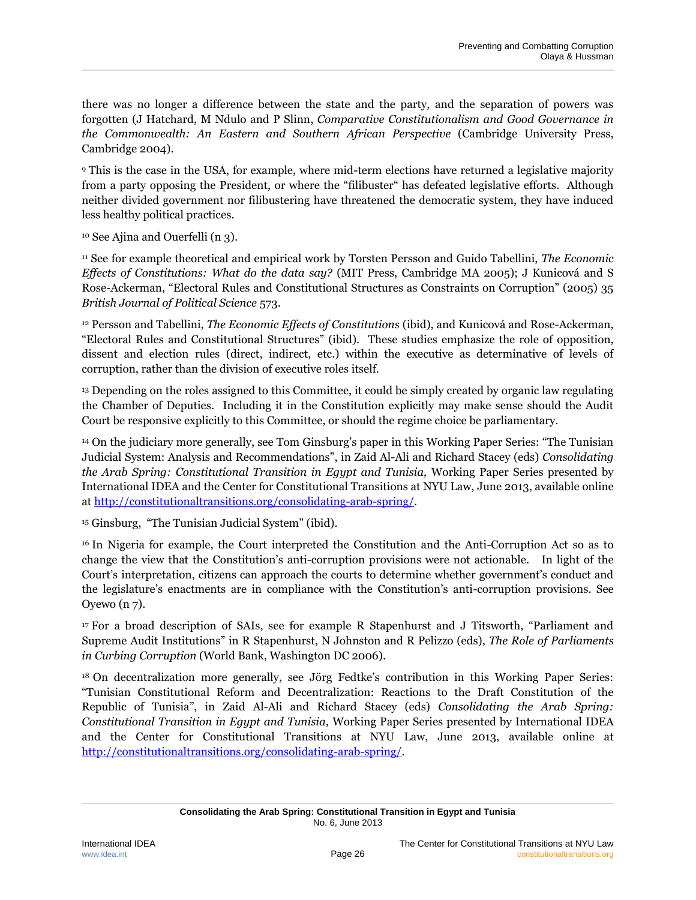there was no longer a difference between the state and the party, and the separation of powers was forgotten (J Hatchard, M Ndulo and P Slinn, *Comparative Constitutionalism and Good Governance in the Commonwealth: An Eastern and Southern African Perspective* (Cambridge University Press, Cambridge 2004).

[9] This is the case in the USA, for example, where mid-term elections have returned a legislative majority from a party opposing the President, or where the "filibuster" has defeated legislative efforts. Although neither divided government nor filibustering have threatened the democratic system, they have induced less healthy political practices.

[10] See Ajina and Ouerfelli (n 3).

[11] See for example theoretical and empirical work by Torsten Persson and Guido Tabellini, *The Economic Effects of Constitutions: What do the data say?* (MIT Press, Cambridge MA 2005); J Kunicová and S Rose-Ackerman, "Electoral Rules and Constitutional Structures as Constraints on Corruption" (2005) 35 *British Journal of Political Science* 573.

[12] Persson and Tabellini, *The Economic Effects of Constitutions* (ibid), and Kunicová and Rose-Ackerman, "Electoral Rules and Constitutional Structures" (ibid). These studies emphasize the role of opposition, dissent and election rules (direct, indirect, etc.) within the executive as determinative of levels of corruption, rather than the division of executive roles itself.

[13] Depending on the roles assigned to this Committee, it could be simply created by organic law regulating the Chamber of Deputies. Including it in the Constitution explicitly may make sense should the Audit Court be responsive explicitly to this Committee, or should the regime choice be parliamentary.

[14] On the judiciary more generally, see Tom Ginsburg's paper in this Working Paper Series: "The Tunisian Judicial System: Analysis and Recommendations", in Zaid Al-Ali and Richard Stacey (eds) *Consolidating the Arab Spring: Constitutional Transition in Egypt and Tunisia,* Working Paper Series presented by International IDEA and the Center for Constitutional Transitions at NYU Law, June 2013, available online at http://constitutionaltransitions.org/consolidating-arab-spring/.

[15] Ginsburg, "The Tunisian Judicial System" (ibid).

[16] In Nigeria for example, the Court interpreted the Constitution and the Anti-Corruption Act so as to change the view that the Constitution's anti-corruption provisions were not actionable. In light of the Court's interpretation, citizens can approach the courts to determine whether government's conduct and the legislature's enactments are in compliance with the Constitution's anti-corruption provisions. See Oyewo (n 7).

[17] For a broad description of SAIs, see for example R Stapenhurst and J Titsworth, "Parliament and Supreme Audit Institutions" in R Stapenhurst, N Johnston and R Pelizzo (eds), *The Role of Parliaments in Curbing Corruption* (World Bank, Washington DC 2006).

[18] On decentralization more generally, see Jörg Fedtke's contribution in this Working Paper Series: "Tunisian Constitutional Reform and Decentralization: Reactions to the Draft Constitution of the Republic of Tunisia", in Zaid Al-Ali and Richard Stacey (eds) *Consolidating the Arab Spring: Constitutional Transition in Egypt and Tunisia,* Working Paper Series presented by International IDEA and the Center for Constitutional Transitions at NYU Law, June 2013, available online at http://constitutionaltransitions.org/consolidating-arab-spring/.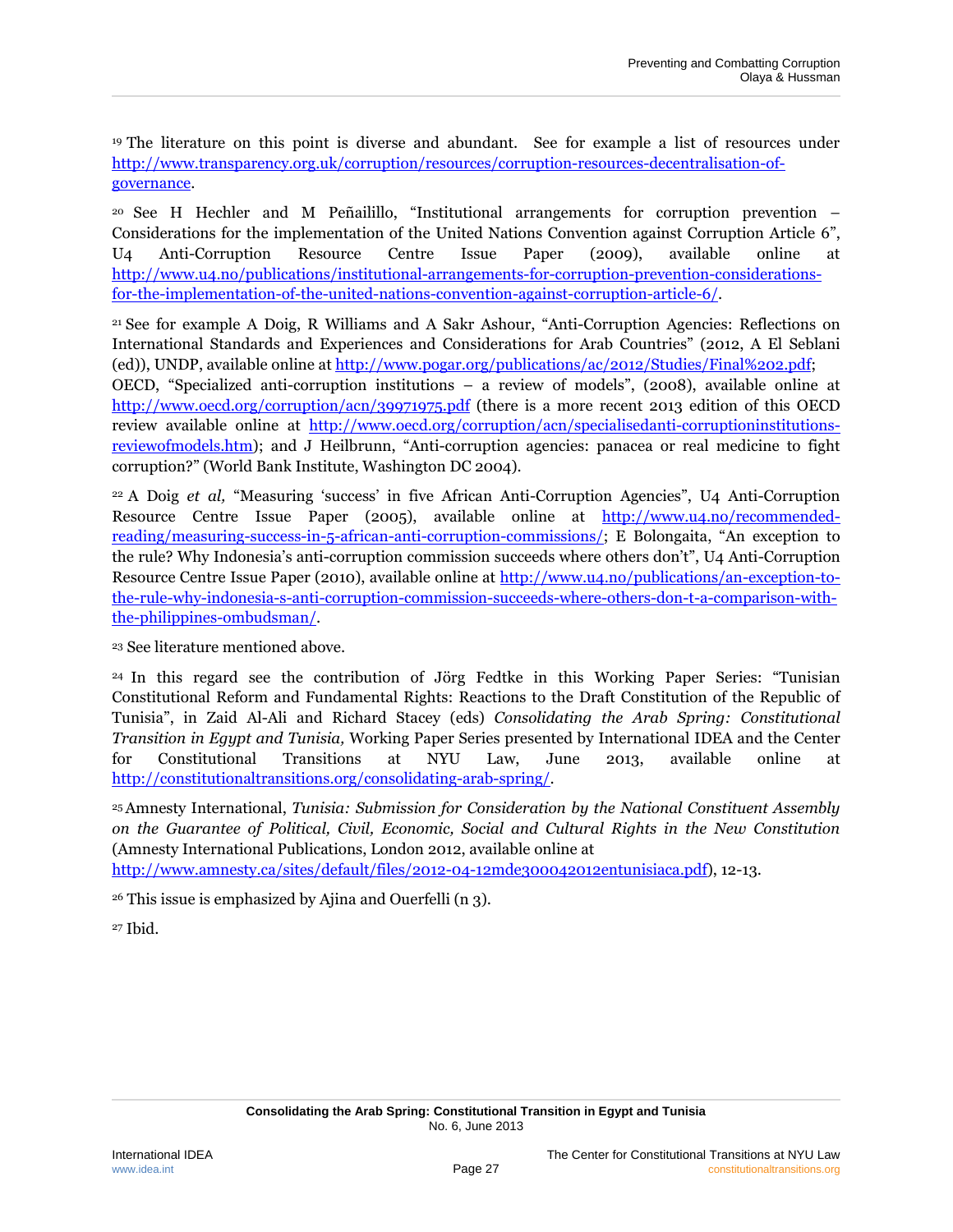[19] The literature on this point is diverse and abundant. See for example a list of resources under http://www.transparency.org.uk/corruption/resources/corruption-resources-decentralisation-of-governance.

[20] See H Hechler and M Peñailillo, "Institutional arrangements for corruption prevention – Considerations for the implementation of the United Nations Convention against Corruption Article 6", U4 Anti-Corruption Resource Centre Issue Paper (2009), available online at http://www.u4.no/publications/institutional-arrangements-for-corruption-prevention-considerations-for-the-implementation-of-the-united-nations-convention-against-corruption-article-6/.

[21] See for example A Doig, R Williams and A Sakr Ashour, "Anti-Corruption Agencies: Reflections on International Standards and Experiences and Considerations for Arab Countries" (2012, A El Seblani (ed)), UNDP, available online at http://www.pogar.org/publications/ac/2012/Studies/Final%202.pdf; OECD, "Specialized anti-corruption institutions – a review of models", (2008), available online at http://www.oecd.org/corruption/acn/39971975.pdf (there is a more recent 2013 edition of this OECD review available online at http://www.oecd.org/corruption/acn/specialisedanti-corruptioninstitutions-reviewofmodels.htm); and J Heilbrunn, "Anti-corruption agencies: panacea or real medicine to fight corruption?" (World Bank Institute, Washington DC 2004).

[22] A Doig *et al,* "Measuring 'success' in five African Anti-Corruption Agencies", U4 Anti-Corruption Resource Centre Issue Paper (2005), available online at http://www.u4.no/recommended-reading/measuring-success-in-5-african-anti-corruption-commissions/; E Bolongaita, "An exception to the rule? Why Indonesia's anti-corruption commission succeeds where others don't", U4 Anti-Corruption Resource Centre Issue Paper (2010), available online at http://www.u4.no/publications/an-exception-to-the-rule-why-indonesia-s-anti-corruption-commission-succeeds-where-others-don-t-a-comparison-with-the-philippines-ombudsman/.

[23] See literature mentioned above.

[24] In this regard see the contribution of Jörg Fedtke in this Working Paper Series: "Tunisian Constitutional Reform and Fundamental Rights: Reactions to the Draft Constitution of the Republic of Tunisia", in Zaid Al-Ali and Richard Stacey (eds) *Consolidating the Arab Spring: Constitutional Transition in Egypt and Tunisia,* Working Paper Series presented by International IDEA and the Center for Constitutional Transitions at NYU Law, June 2013, available online at http://constitutionaltransitions.org/consolidating-arab-spring/.

[25] Amnesty International, *Tunisia: Submission for Consideration by the National Constituent Assembly on the Guarantee of Political, Civil, Economic, Social and Cultural Rights in the New Constitution* (Amnesty International Publications, London 2012, available online at http://www.amnesty.ca/sites/default/files/2012-04-12mde300042012entunisiaca.pdf), 12-13.

[26] This issue is emphasized by Ajina and Ouerfelli (n 3).

[27] Ibid.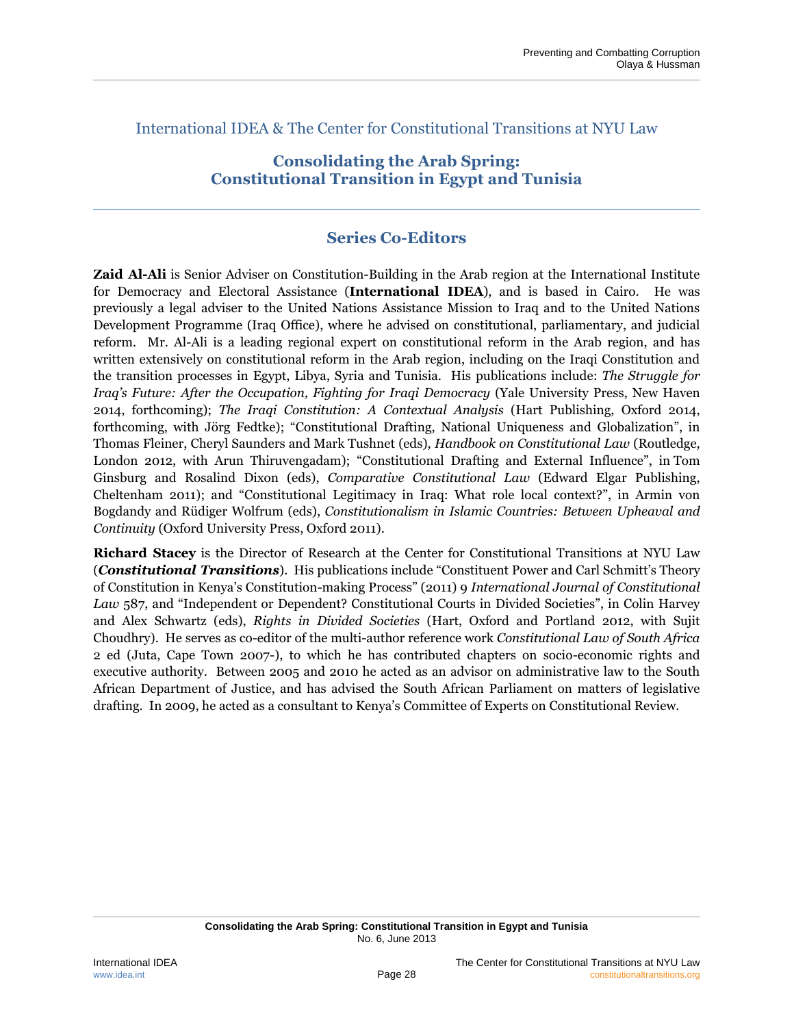International IDEA & The Center for Constitutional Transitions at NYU Law

## Consolidating the Arab Spring: Constitutional Transition in Egypt and Tunisia

### Series Co-Editors

**Zaid Al-Ali** is Senior Adviser on Constitution-Building in the Arab region at the International Institute for Democracy and Electoral Assistance (**International IDEA**), and is based in Cairo. He was previously a legal adviser to the United Nations Assistance Mission to Iraq and to the United Nations Development Programme (Iraq Office), where he advised on constitutional, parliamentary, and judicial reform. Mr. Al-Ali is a leading regional expert on constitutional reform in the Arab region, and has written extensively on constitutional reform in the Arab region, including on the Iraqi Constitution and the transition processes in Egypt, Libya, Syria and Tunisia. His publications include: *The Struggle for Iraq's Future: After the Occupation, Fighting for Iraqi Democracy* (Yale University Press, New Haven 2014, forthcoming); *The Iraqi Constitution: A Contextual Analysis* (Hart Publishing, Oxford 2014, forthcoming, with Jörg Fedtke); "Constitutional Drafting, National Uniqueness and Globalization", in Thomas Fleiner, Cheryl Saunders and Mark Tushnet (eds), *Handbook on Constitutional Law* (Routledge, London 2012, with Arun Thiruvengadam); "Constitutional Drafting and External Influence", in Tom Ginsburg and Rosalind Dixon (eds), *Comparative Constitutional Law* (Edward Elgar Publishing, Cheltenham 2011); and "Constitutional Legitimacy in Iraq: What role local context?", in Armin von Bogdandy and Rüdiger Wolfrum (eds), *Constitutionalism in Islamic Countries: Between Upheaval and Continuity* (Oxford University Press, Oxford 2011).

**Richard Stacey** is the Director of Research at the Center for Constitutional Transitions at NYU Law (***Constitutional Transitions***). His publications include "Constituent Power and Carl Schmitt's Theory of Constitution in Kenya's Constitution-making Process" (2011) 9 *International Journal of Constitutional Law* 587, and "Independent or Dependent? Constitutional Courts in Divided Societies", in Colin Harvey and Alex Schwartz (eds), *Rights in Divided Societies* (Hart, Oxford and Portland 2012, with Sujit Choudhry). He serves as co-editor of the multi-author reference work *Constitutional Law of South Africa* 2 ed (Juta, Cape Town 2007-), to which he has contributed chapters on socio-economic rights and executive authority. Between 2005 and 2010 he acted as an advisor on administrative law to the South African Department of Justice, and has advised the South African Parliament on matters of legislative drafting. In 2009, he acted as a consultant to Kenya's Committee of Experts on Constitutional Review.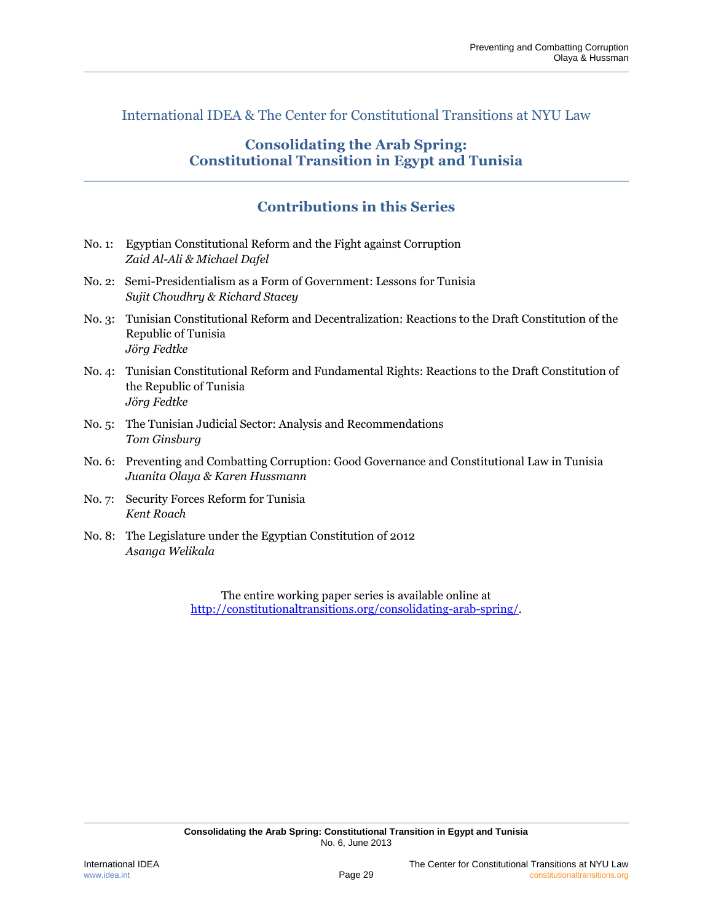International IDEA & The Center for Constitutional Transitions at NYU Law

## Consolidating the Arab Spring: Constitutional Transition in Egypt and Tunisia

## Contributions in this Series

No. 1: Egyptian Constitutional Reform and the Fight against Corruption
*Zaid Al-Ali & Michael Dafel*

No. 2: Semi-Presidentialism as a Form of Government: Lessons for Tunisia
*Sujit Choudhry & Richard Stacey*

No. 3: Tunisian Constitutional Reform and Decentralization: Reactions to the Draft Constitution of the Republic of Tunisia
*Jörg Fedtke*

No. 4: Tunisian Constitutional Reform and Fundamental Rights: Reactions to the Draft Constitution of the Republic of Tunisia
*Jörg Fedtke*

No. 5: The Tunisian Judicial Sector: Analysis and Recommendations
*Tom Ginsburg*

No. 6: Preventing and Combatting Corruption: Good Governance and Constitutional Law in Tunisia
*Juanita Olaya & Karen Hussmann*

No. 7: Security Forces Reform for Tunisia
*Kent Roach*

No. 8: The Legislature under the Egyptian Constitution of 2012
*Asanga Welikala*

The entire working paper series is available online at http://constitutionaltransitions.org/consolidating-arab-spring/.